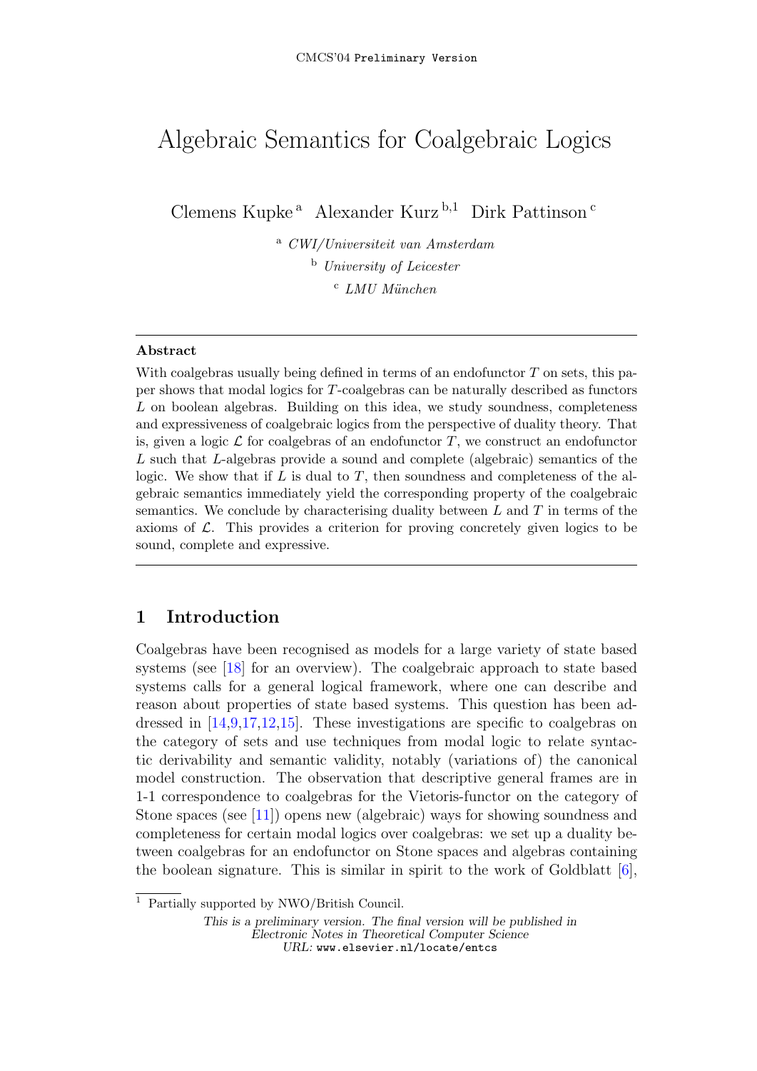CMCS'04 Preliminary Version

# Algebraic Semantics for Coalgebraic Logics

Clemens Kupke [a] Alexander Kurz [b,1] Dirk Pattinson [c]

[a] *CWI/Universiteit van Amsterdam*

[b] *University of Leicester*

[c] *LMU München*

---

**Abstract**

With coalgebras usually being defined in terms of an endofunctor $T$ on sets, this paper shows that modal logics for $T$-coalgebras can be naturally described as functors $L$ on boolean algebras. Building on this idea, we study soundness, completeness and expressiveness of coalgebraic logics from the perspective of duality theory. That is, given a logic $\mathcal{L}$ for coalgebras of an endofunctor $T$, we construct an endofunctor $L$ such that $L$-algebras provide a sound and complete (algebraic) semantics of the logic. We show that if $L$ is dual to $T$, then soundness and completeness of the algebraic semantics immediately yield the corresponding property of the coalgebraic semantics. We conclude by characterising duality between $L$ and $T$ in terms of the axioms of $\mathcal{L}$. This provides a criterion for proving concretely given logics to be sound, complete and expressive.

---

## 1 Introduction

Coalgebras have been recognised as models for a large variety of state based systems (see [18] for an overview). The coalgebraic approach to state based systems calls for a general logical framework, where one can describe and reason about properties of state based systems. This question has been addressed in [14,9,17,12,15]. These investigations are specific to coalgebras on the category of sets and use techniques from modal logic to relate syntactic derivability and semantic validity, notably (variations of) the canonical model construction. The observation that descriptive general frames are in 1-1 correspondence to coalgebras for the Vietoris-functor on the category of Stone spaces (see [11]) opens new (algebraic) ways for showing soundness and completeness for certain modal logics over coalgebras: we set up a duality between coalgebras for an endofunctor on Stone spaces and algebras containing the boolean signature. This is similar in spirit to the work of Goldblatt [6],

[1] Partially supported by NWO/British Council.

*This is a preliminary version. The final version will be published in Electronic Notes in Theoretical Computer Science*
*URL:* www.elsevier.nl/locate/entcs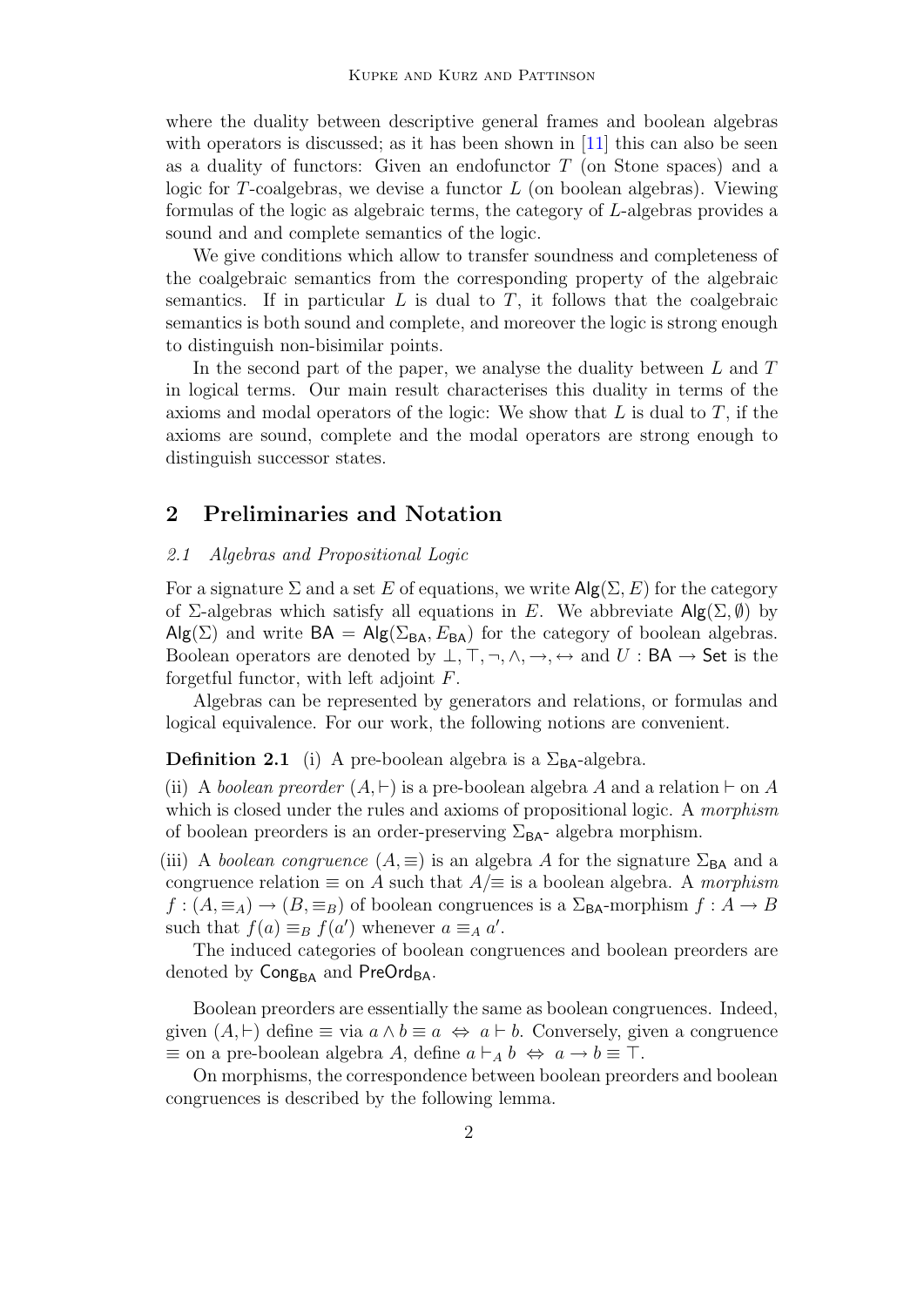where the duality between descriptive general frames and boolean algebras with operators is discussed; as it has been shown in [11] this can also be seen as a duality of functors: Given an endofunctor $T$ (on Stone spaces) and a logic for $T$-coalgebras, we devise a functor $L$ (on boolean algebras). Viewing formulas of the logic as algebraic terms, the category of $L$-algebras provides a sound and and complete semantics of the logic.

We give conditions which allow to transfer soundness and completeness of the coalgebraic semantics from the corresponding property of the algebraic semantics. If in particular $L$ is dual to $T$, it follows that the coalgebraic semantics is both sound and complete, and moreover the logic is strong enough to distinguish non-bisimilar points.

In the second part of the paper, we analyse the duality between $L$ and $T$ in logical terms. Our main result characterises this duality in terms of the axioms and modal operators of the logic: We show that $L$ is dual to $T$, if the axioms are sound, complete and the modal operators are strong enough to distinguish successor states.

## 2 Preliminaries and Notation

### *2.1 Algebras and Propositional Logic*

For a signature $\Sigma$ and a set $E$ of equations, we write $\mathsf{Alg}(\Sigma, E)$ for the category of $\Sigma$-algebras which satisfy all equations in $E$. We abbreviate $\mathsf{Alg}(\Sigma, \emptyset)$ by $\mathsf{Alg}(\Sigma)$ and write $\mathsf{BA} = \mathsf{Alg}(\Sigma_{\mathsf{BA}}, E_{\mathsf{BA}})$ for the category of boolean algebras. Boolean operators are denoted by $\bot, \top, \neg, \wedge, \rightarrow, \leftrightarrow$ and $U : \mathsf{BA} \to \mathsf{Set}$ is the forgetful functor, with left adjoint $F$.

Algebras can be represented by generators and relations, or formulas and logical equivalence. For our work, the following notions are convenient.

**Definition 2.1** (i) A pre-boolean algebra is a $\Sigma_{\mathsf{BA}}$-algebra.

(ii) A *boolean preorder* $(A, \vdash)$ is a pre-boolean algebra $A$ and a relation $\vdash$ on $A$ which is closed under the rules and axioms of propositional logic. A *morphism* of boolean preorders is an order-preserving $\Sigma_{\mathsf{BA}}$- algebra morphism.

(iii) A *boolean congruence* $(A, \equiv)$ is an algebra $A$ for the signature $\Sigma_{\mathsf{BA}}$ and a congruence relation $\equiv$ on $A$ such that $A/\!\equiv$ is a boolean algebra. A *morphism* $f : (A, \equiv_A) \to (B, \equiv_B)$ of boolean congruences is a $\Sigma_{\mathsf{BA}}$-morphism $f : A \to B$ such that $f(a) \equiv_B f(a')$ whenever $a \equiv_A a'$.

The induced categories of boolean congruences and boolean preorders are denoted by $\mathsf{Cong}_{\mathsf{BA}}$ and $\mathsf{PreOrd}_{\mathsf{BA}}$.

Boolean preorders are essentially the same as boolean congruences. Indeed, given $(A, \vdash)$ define $\equiv$ via $a \wedge b \equiv a \;\Leftrightarrow\; a \vdash b$. Conversely, given a congruence $\equiv$ on a pre-boolean algebra $A$, define $a \vdash_A b \;\Leftrightarrow\; a \to b \equiv \top$.

On morphisms, the correspondence between boolean preorders and boolean congruences is described by the following lemma.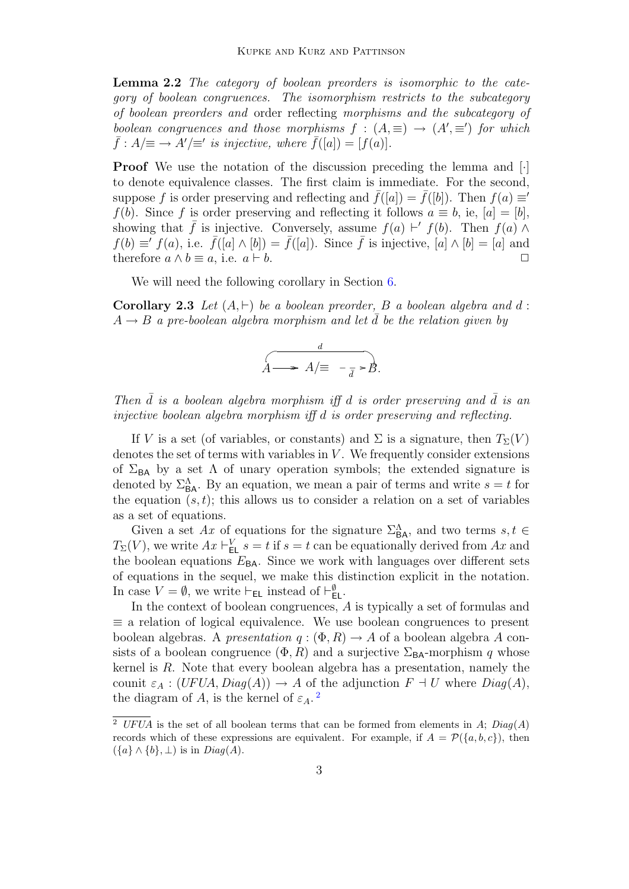**Lemma 2.2** *The category of boolean preorders is isomorphic to the category of boolean congruences. The isomorphism restricts to the subcategory of boolean preorders and* order reflecting *morphisms and the subcategory of boolean congruences and those morphisms $f : (A, \equiv) \to (A', \equiv')$ for which $\bar{f} : A/{\equiv} \to A'/{\equiv'}$ is injective, where $\bar{f}([a]) = [f(a)]$.*

**Proof** We use the notation of the discussion preceding the lemma and $[\cdot]$ to denote equivalence classes. The first claim is immediate. For the second, suppose $f$ is order preserving and reflecting and $\bar{f}([a]) = \bar{f}([b])$. Then $f(a) \equiv' f(b)$. Since $f$ is order preserving and reflecting it follows $a \equiv b$, ie, $[a] = [b]$, showing that $\bar{f}$ is injective. Conversely, assume $f(a) \vdash' f(b)$. Then $f(a) \wedge f(b) \equiv' f(a)$, i.e. $\bar{f}([a] \wedge [b]) = \bar{f}([a])$. Since $\bar{f}$ is injective, $[a] \wedge [b] = [a]$ and therefore $a \wedge b \equiv a$, i.e. $a \vdash b$. $\square$

We will need the following corollary in Section 6.

**Corollary 2.3** *Let $(A, \vdash)$ be a boolean preorder, $B$ a boolean algebra and $d : A \to B$ a pre-boolean algebra morphism and let $\bar{d}$ be the relation given by*

$$\overset{d}{\overbrace{A \twoheadrightarrow A/{\equiv} \overset{\bar{d}}{\dashrightarrow} B}}.$$

*Then $\bar{d}$ is a boolean algebra morphism iff $d$ is order preserving and $\bar{d}$ is an injective boolean algebra morphism iff $d$ is order preserving and reflecting.*

If $V$ is a set (of variables, or constants) and $\Sigma$ is a signature, then $T_\Sigma(V)$ denotes the set of terms with variables in $V$. We frequently consider extensions of $\Sigma_{\mathsf{BA}}$ by a set $\Lambda$ of unary operation symbols; the extended signature is denoted by $\Sigma^\Lambda_{\mathsf{BA}}$. By an equation, we mean a pair of terms and write $s = t$ for the equation $(s, t)$; this allows us to consider a relation on a set of variables as a set of equations.

Given a set $Ax$ of equations for the signature $\Sigma^\Lambda_{\mathsf{BA}}$, and two terms $s, t \in T_\Sigma(V)$, we write $Ax \vdash^V_{\mathsf{EL}} s = t$ if $s = t$ can be equationally derived from $Ax$ and the boolean equations $E_{\mathsf{BA}}$. Since we work with languages over different sets of equations in the sequel, we make this distinction explicit in the notation. In case $V = \emptyset$, we write $\vdash_{\mathsf{EL}}$ instead of $\vdash^\emptyset_{\mathsf{EL}}$.

In the context of boolean congruences, $A$ is typically a set of formulas and $\equiv$ a relation of logical equivalence. We use boolean congruences to present boolean algebras. A *presentation* $q : (\Phi, R) \to A$ of a boolean algebra $A$ consists of a boolean congruence $(\Phi, R)$ and a surjective $\Sigma_{\mathsf{BA}}$-morphism $q$ whose kernel is $R$. Note that every boolean algebra has a presentation, namely the counit $\varepsilon_A : (UFUA, Diag(A)) \to A$ of the adjunction $F \dashv U$ where $Diag(A)$, the diagram of $A$, is the kernel of $\varepsilon_A$.[2]

[2] $UFUA$ is the set of all boolean terms that can be formed from elements in $A$; $Diag(A)$ records which of these expressions are equivalent. For example, if $A = \mathcal{P}(\{a, b, c\})$, then $(\{a\} \wedge \{b\}, \bot)$ is in $Diag(A)$.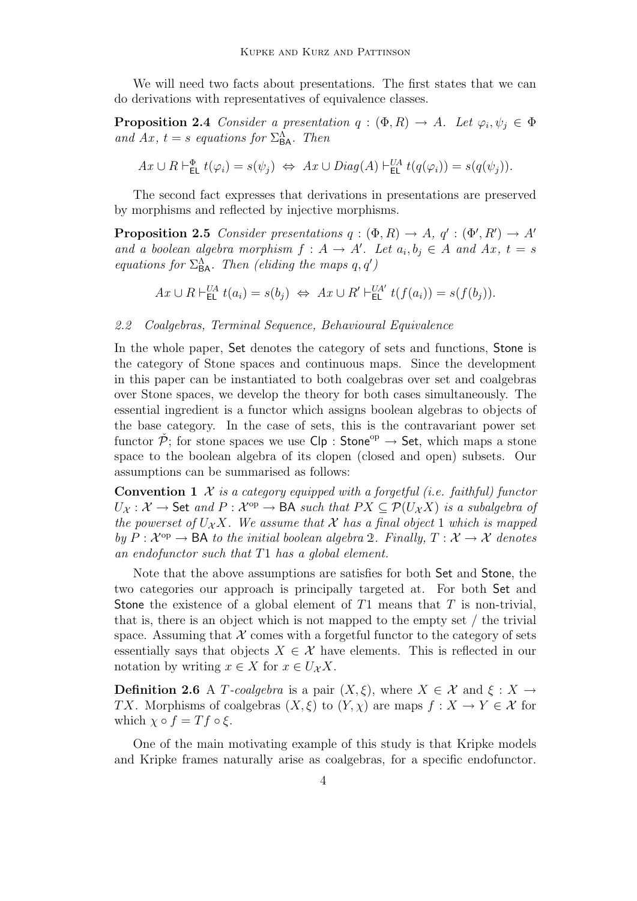We will need two facts about presentations. The first states that we can do derivations with representatives of equivalence classes.

**Proposition 2.4** *Consider a presentation $q : (\Phi, R) \to A$. Let $\varphi_i, \psi_j \in \Phi$ and $Ax$, $t = s$ equations for $\Sigma^{\Lambda}_{\mathsf{BA}}$. Then*

$$Ax \cup R \vdash^{\Phi}_{\mathsf{EL}} t(\varphi_i) = s(\psi_j) \;\Leftrightarrow\; Ax \cup Diag(A) \vdash^{UA}_{\mathsf{EL}} t(q(\varphi_i)) = s(q(\psi_j)).$$

The second fact expresses that derivations in presentations are preserved by morphisms and reflected by injective morphisms.

**Proposition 2.5** *Consider presentations $q : (\Phi, R) \to A$, $q' : (\Phi', R') \to A'$ and a boolean algebra morphism $f : A \to A'$. Let $a_i, b_j \in A$ and $Ax$, $t = s$ equations for $\Sigma^{\Lambda}_{\mathsf{BA}}$. Then (eliding the maps $q, q'$)*

$$Ax \cup R \vdash^{UA}_{\mathsf{EL}} t(a_i) = s(b_j) \;\Leftrightarrow\; Ax \cup R' \vdash^{UA'}_{\mathsf{EL}} t(f(a_i)) = s(f(b_j)).$$

### *2.2 Coalgebras, Terminal Sequence, Behavioural Equivalence*

In the whole paper, $\mathsf{Set}$ denotes the category of sets and functions, $\mathsf{Stone}$ is the category of Stone spaces and continuous maps. Since the development in this paper can be instantiated to both coalgebras over set and coalgebras over Stone spaces, we develop the theory for both cases simultaneously. The essential ingredient is a functor which assigns boolean algebras to objects of the base category. In the case of sets, this is the contravariant power set functor $\breve{\mathcal{P}}$; for stone spaces we use $\mathsf{Clp} : \mathsf{Stone}^{\mathrm{op}} \to \mathsf{Set}$, which maps a stone space to the boolean algebra of its clopen (closed and open) subsets. Our assumptions can be summarised as follows:

**Convention 1** *$\mathcal{X}$ is a category equipped with a forgetful (i.e. faithful) functor $U_{\mathcal{X}} : \mathcal{X} \to \mathsf{Set}$ and $P : \mathcal{X}^{\mathrm{op}} \to \mathsf{BA}$ such that $PX \subseteq \mathcal{P}(U_{\mathcal{X}}X)$ is a subalgebra of the powerset of $U_{\mathcal{X}}X$. We assume that $\mathcal{X}$ has a final object $1$ which is mapped by $P : \mathcal{X}^{\mathrm{op}} \to \mathsf{BA}$ to the initial boolean algebra $\mathbb{2}$. Finally, $T : \mathcal{X} \to \mathcal{X}$ denotes an endofunctor such that $T1$ has a global element.*

Note that the above assumptions are satisfies for both $\mathsf{Set}$ and $\mathsf{Stone}$, the two categories our approach is principally targeted at. For both $\mathsf{Set}$ and $\mathsf{Stone}$ the existence of a global element of $T1$ means that $T$ is non-trivial, that is, there is an object which is not mapped to the empty set / the trivial space. Assuming that $\mathcal{X}$ comes with a forgetful functor to the category of sets essentially says that objects $X \in \mathcal{X}$ have elements. This is reflected in our notation by writing $x \in X$ for $x \in U_{\mathcal{X}}X$.

**Definition 2.6** A *$T$-coalgebra* is a pair $(X, \xi)$, where $X \in \mathcal{X}$ and $\xi : X \to TX$. Morphisms of coalgebras $(X, \xi)$ to $(Y, \chi)$ are maps $f : X \to Y \in \mathcal{X}$ for which $\chi \circ f = Tf \circ \xi$.

One of the main motivating example of this study is that Kripke models and Kripke frames naturally arise as coalgebras, for a specific endofunctor.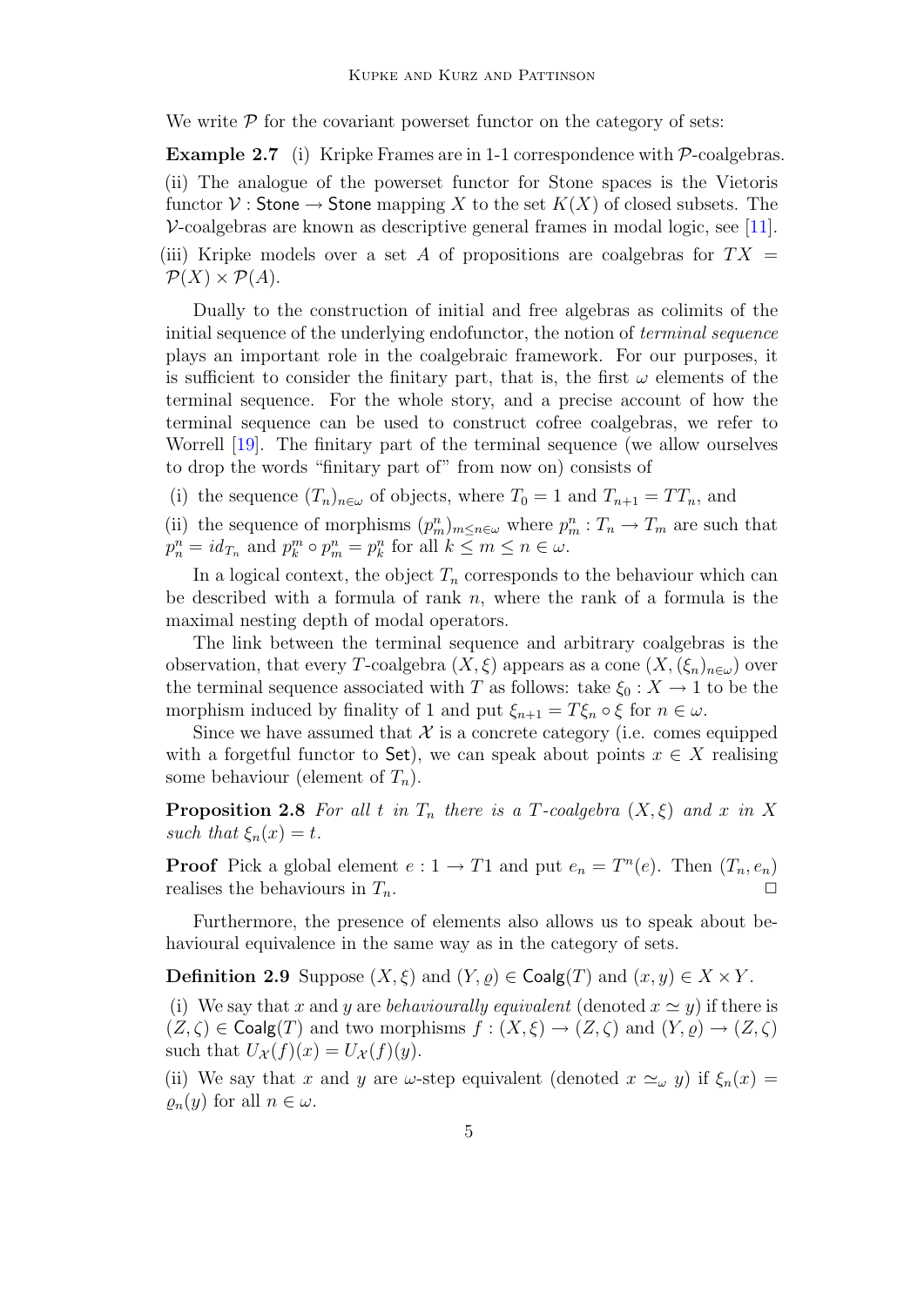We write $\mathcal{P}$ for the covariant powerset functor on the category of sets:

**Example 2.7** (i) Kripke Frames are in 1-1 correspondence with $\mathcal{P}$-coalgebras.

(ii) The analogue of the powerset functor for Stone spaces is the Vietoris functor $\mathcal{V} : \mathsf{Stone} \to \mathsf{Stone}$ mapping $X$ to the set $K(X)$ of closed subsets. The $\mathcal{V}$-coalgebras are known as descriptive general frames in modal logic, see [11].

(iii) Kripke models over a set $A$ of propositions are coalgebras for $TX = \mathcal{P}(X) \times \mathcal{P}(A)$.

Dually to the construction of initial and free algebras as colimits of the initial sequence of the underlying endofunctor, the notion of *terminal sequence* plays an important role in the coalgebraic framework. For our purposes, it is sufficient to consider the finitary part, that is, the first $\omega$ elements of the terminal sequence. For the whole story, and a precise account of how the terminal sequence can be used to construct cofree coalgebras, we refer to Worrell [19]. The finitary part of the terminal sequence (we allow ourselves to drop the words "finitary part of" from now on) consists of

(i) the sequence $(T_n)_{n \in \omega}$ of objects, where $T_0 = 1$ and $T_{n+1} = TT_n$, and

(ii) the sequence of morphisms $(p^n_m)_{m \leq n \in \omega}$ where $p^n_m : T_n \to T_m$ are such that $p^n_n = id_{T_n}$ and $p^m_k \circ p^n_m = p^n_k$ for all $k \leq m \leq n \in \omega$.

In a logical context, the object $T_n$ corresponds to the behaviour which can be described with a formula of rank $n$, where the rank of a formula is the maximal nesting depth of modal operators.

The link between the terminal sequence and arbitrary coalgebras is the observation, that every $T$-coalgebra $(X, \xi)$ appears as a cone $(X, (\xi_n)_{n \in \omega})$ over the terminal sequence associated with $T$ as follows: take $\xi_0 : X \to 1$ to be the morphism induced by finality of 1 and put $\xi_{n+1} = T\xi_n \circ \xi$ for $n \in \omega$.

Since we have assumed that $\mathcal{X}$ is a concrete category (i.e. comes equipped with a forgetful functor to $\mathsf{Set}$), we can speak about points $x \in X$ realising some behaviour (element of $T_n$).

**Proposition 2.8** *For all $t$ in $T_n$ there is a $T$-coalgebra $(X, \xi)$ and $x$ in $X$ such that $\xi_n(x) = t$.*

**Proof** Pick a global element $e : 1 \to T1$ and put $e_n = T^n(e)$. Then $(T_n, e_n)$ realises the behaviours in $T_n$. $\square$

Furthermore, the presence of elements also allows us to speak about behavioural equivalence in the same way as in the category of sets.

**Definition 2.9** Suppose $(X, \xi)$ and $(Y, \varrho) \in \mathsf{Coalg}(T)$ and $(x, y) \in X \times Y$.

(i) We say that $x$ and $y$ are *behaviourally equivalent* (denoted $x \simeq y$) if there is $(Z, \zeta) \in \mathsf{Coalg}(T)$ and two morphisms $f : (X, \xi) \to (Z, \zeta)$ and $(Y, \varrho) \to (Z, \zeta)$ such that $U_{\mathcal{X}}(f)(x) = U_{\mathcal{X}}(f)(y)$.

(ii) We say that $x$ and $y$ are $\omega$-step equivalent (denoted $x \simeq_\omega y$) if $\xi_n(x) = \varrho_n(y)$ for all $n \in \omega$.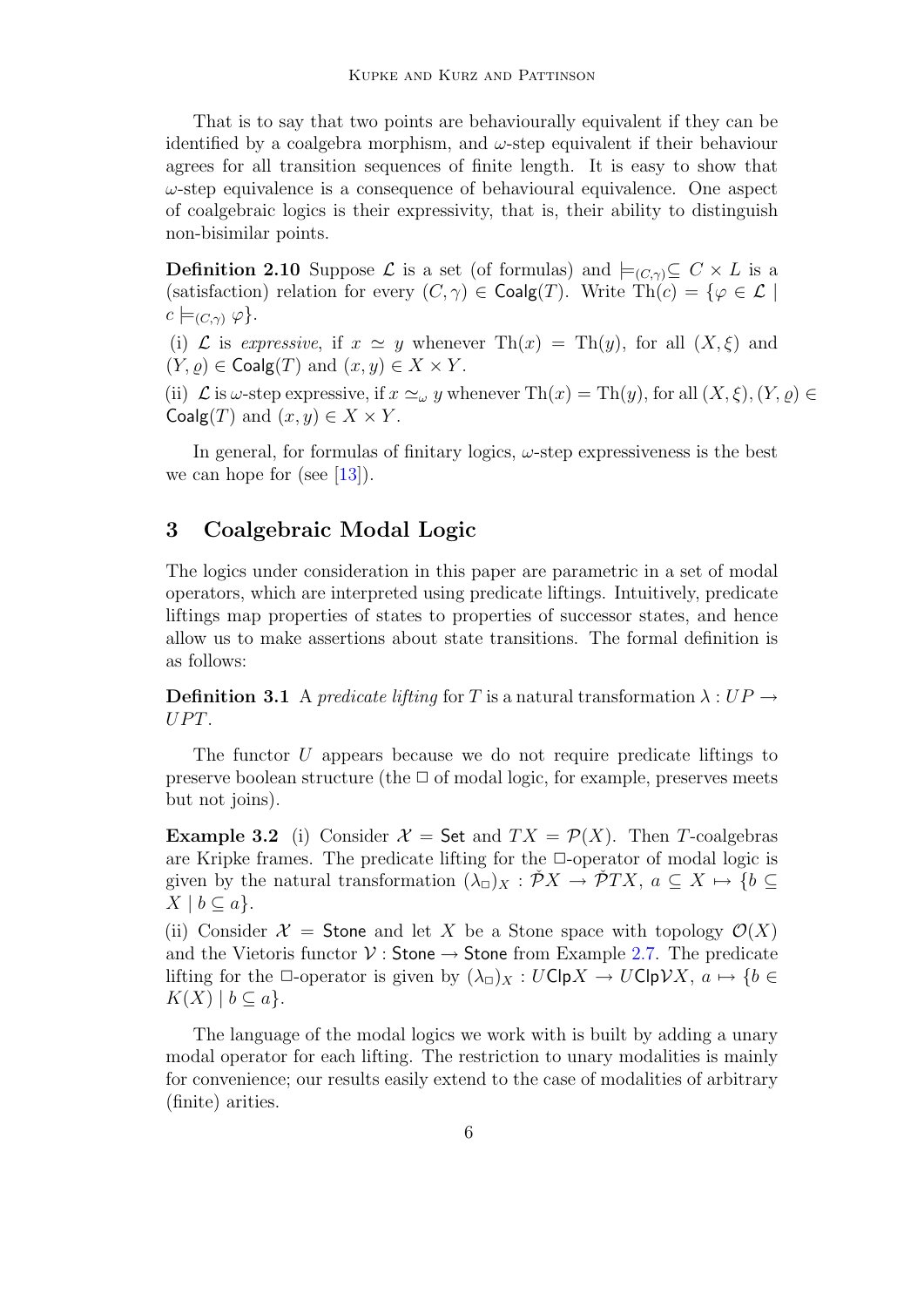That is to say that two points are behaviourally equivalent if they can be identified by a coalgebra morphism, and $\omega$-step equivalent if their behaviour agrees for all transition sequences of finite length. It is easy to show that $\omega$-step equivalence is a consequence of behavioural equivalence. One aspect of coalgebraic logics is their expressivity, that is, their ability to distinguish non-bisimilar points.

**Definition 2.10** Suppose $\mathcal{L}$ is a set (of formulas) and $\models_{(C,\gamma)} \subseteq C \times L$ is a (satisfaction) relation for every $(C, \gamma) \in \mathsf{Coalg}(T)$. Write $\mathrm{Th}(c) = \{\varphi \in \mathcal{L} \mid c \models_{(C,\gamma)} \varphi\}$.

(i) $\mathcal{L}$ is *expressive*, if $x \simeq y$ whenever $\mathrm{Th}(x) = \mathrm{Th}(y)$, for all $(X, \xi)$ and $(Y, \varrho) \in \mathsf{Coalg}(T)$ and $(x, y) \in X \times Y$.

(ii) $\mathcal{L}$ is $\omega$-step expressive, if $x \simeq_\omega y$ whenever $\mathrm{Th}(x) = \mathrm{Th}(y)$, for all $(X, \xi), (Y, \varrho) \in \mathsf{Coalg}(T)$ and $(x, y) \in X \times Y$.

In general, for formulas of finitary logics, $\omega$-step expressiveness is the best we can hope for (see [13]).

## 3 Coalgebraic Modal Logic

The logics under consideration in this paper are parametric in a set of modal operators, which are interpreted using predicate liftings. Intuitively, predicate liftings map properties of states to properties of successor states, and hence allow us to make assertions about state transitions. The formal definition is as follows:

**Definition 3.1** A *predicate lifting* for $T$ is a natural transformation $\lambda : UP \to UPT$.

The functor $U$ appears because we do not require predicate liftings to preserve boolean structure (the $\Box$ of modal logic, for example, preserves meets but not joins).

**Example 3.2** (i) Consider $\mathcal{X} = \mathsf{Set}$ and $TX = \mathcal{P}(X)$. Then $T$-coalgebras are Kripke frames. The predicate lifting for the $\Box$-operator of modal logic is given by the natural transformation $(\lambda_\Box)_X : \check{\mathcal{P}}X \to \check{\mathcal{P}}TX$, $a \subseteq X \mapsto \{b \subseteq X \mid b \subseteq a\}$.

(ii) Consider $\mathcal{X} = \mathsf{Stone}$ and let $X$ be a Stone space with topology $\mathcal{O}(X)$ and the Vietoris functor $\mathcal{V} : \mathsf{Stone} \to \mathsf{Stone}$ from Example 2.7. The predicate lifting for the $\Box$-operator is given by $(\lambda_\Box)_X : U\mathsf{Clp}X \to U\mathsf{Clp}\mathcal{V}X$, $a \mapsto \{b \in K(X) \mid b \subseteq a\}$.

The language of the modal logics we work with is built by adding a unary modal operator for each lifting. The restriction to unary modalities is mainly for convenience; our results easily extend to the case of modalities of arbitrary (finite) arities.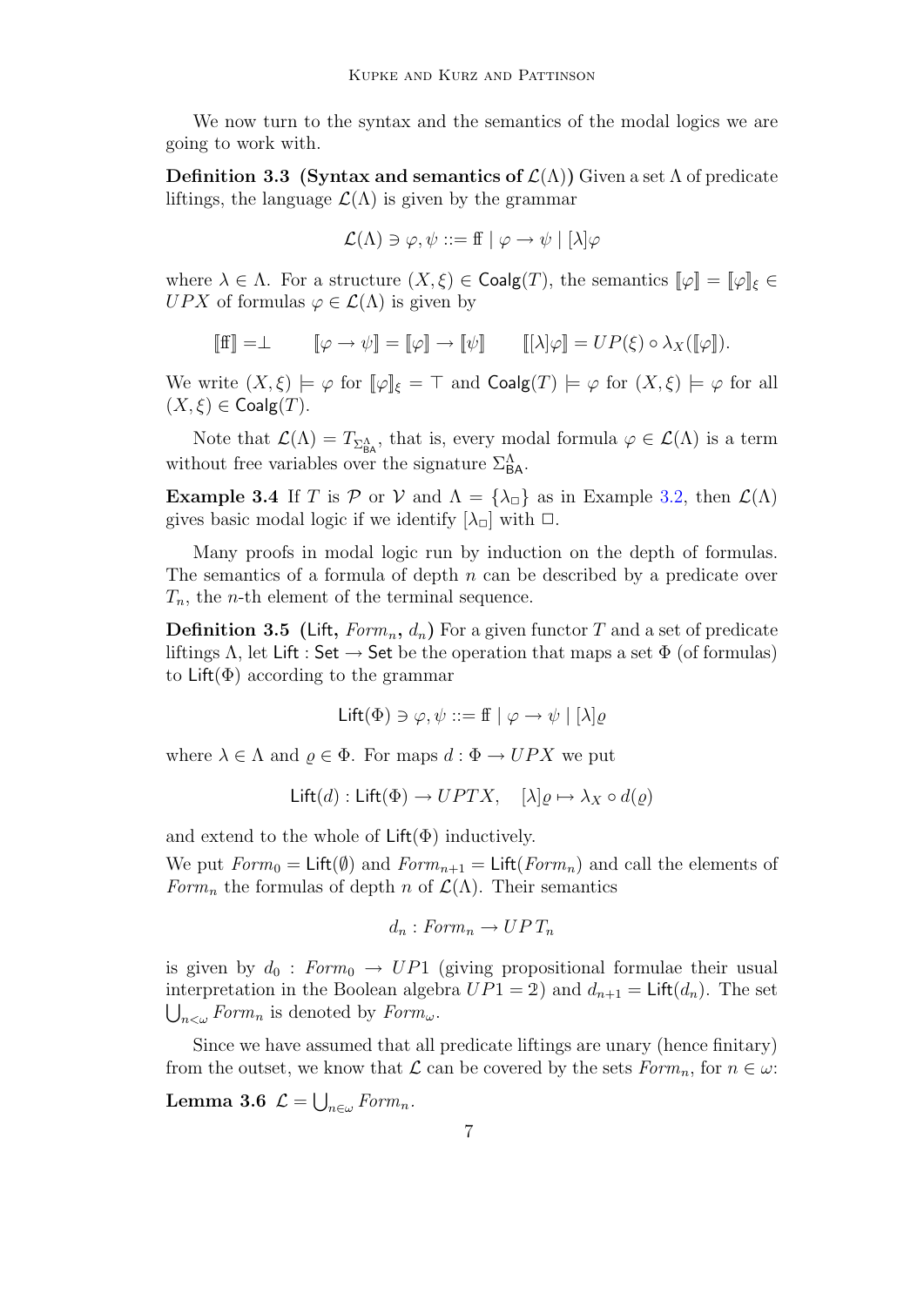We now turn to the syntax and the semantics of the modal logics we are going to work with.

**Definition 3.3 (Syntax and semantics of $\mathcal{L}(\Lambda)$)** Given a set $\Lambda$ of predicate liftings, the language $\mathcal{L}(\Lambda)$ is given by the grammar

$$\mathcal{L}(\Lambda) \ni \varphi, \psi ::= \mathrm{ff} \mid \varphi \to \psi \mid [\lambda]\varphi$$

where $\lambda \in \Lambda$. For a structure $(X, \xi) \in \mathsf{Coalg}(T)$, the semantics $[\![\varphi]\!] = [\![\varphi]\!]_\xi \in UPX$ of formulas $\varphi \in \mathcal{L}(\Lambda)$ is given by

$$[\![\mathrm{ff}]\!] = \perp \qquad [\![\varphi \to \psi]\!] = [\![\varphi]\!] \to [\![\psi]\!] \qquad [\![[\lambda]\varphi]\!] = UP(\xi) \circ \lambda_X([\![\varphi]\!]).$$

We write $(X, \xi) \models \varphi$ for $[\![\varphi]\!]_\xi = \top$ and $\mathsf{Coalg}(T) \models \varphi$ for $(X, \xi) \models \varphi$ for all $(X, \xi) \in \mathsf{Coalg}(T)$.

Note that $\mathcal{L}(\Lambda) = T_{\Sigma^\Lambda_{\mathsf{BA}}}$, that is, every modal formula $\varphi \in \mathcal{L}(\Lambda)$ is a term without free variables over the signature $\Sigma^\Lambda_{\mathsf{BA}}$.

**Example 3.4** If $T$ is $\mathcal{P}$ or $\mathcal{V}$ and $\Lambda = \{\lambda_\Box\}$ as in Example 3.2, then $\mathcal{L}(\Lambda)$ gives basic modal logic if we identify $[\lambda_\Box]$ with $\Box$.

Many proofs in modal logic run by induction on the depth of formulas. The semantics of a formula of depth $n$ can be described by a predicate over $T_n$, the $n$-th element of the terminal sequence.

**Definition 3.5 ($\mathsf{Lift}$, $Form_n$, $d_n$)** For a given functor $T$ and a set of predicate liftings $\Lambda$, let $\mathsf{Lift} : \mathsf{Set} \to \mathsf{Set}$ be the operation that maps a set $\Phi$ (of formulas) to $\mathsf{Lift}(\Phi)$ according to the grammar

$$\mathsf{Lift}(\Phi) \ni \varphi, \psi ::= \mathrm{ff} \mid \varphi \to \psi \mid [\lambda]\varrho$$

where $\lambda \in \Lambda$ and $\varrho \in \Phi$. For maps $d : \Phi \to UPX$ we put

$$\mathsf{Lift}(d) : \mathsf{Lift}(\Phi) \to UPTX, \quad [\lambda]\varrho \mapsto \lambda_X \circ d(\varrho)$$

and extend to the whole of $\mathsf{Lift}(\Phi)$ inductively.

We put $Form_0 = \mathsf{Lift}(\emptyset)$ and $Form_{n+1} = \mathsf{Lift}(Form_n)$ and call the elements of $Form_n$ the formulas of depth $n$ of $\mathcal{L}(\Lambda)$. Their semantics

$$d_n : Form_n \to UP\,T_n$$

is given by $d_0 : Form_0 \to UP1$ (giving propositional formulae their usual interpretation in the Boolean algebra $UP1 = 2$) and $d_{n+1} = \mathsf{Lift}(d_n)$. The set $\bigcup_{n<\omega} Form_n$ is denoted by $Form_\omega$.

Since we have assumed that all predicate liftings are unary (hence finitary) from the outset, we know that $\mathcal{L}$ can be covered by the sets $Form_n$, for $n \in \omega$:

**Lemma 3.6** $\mathcal{L} = \bigcup_{n\in\omega} Form_n$.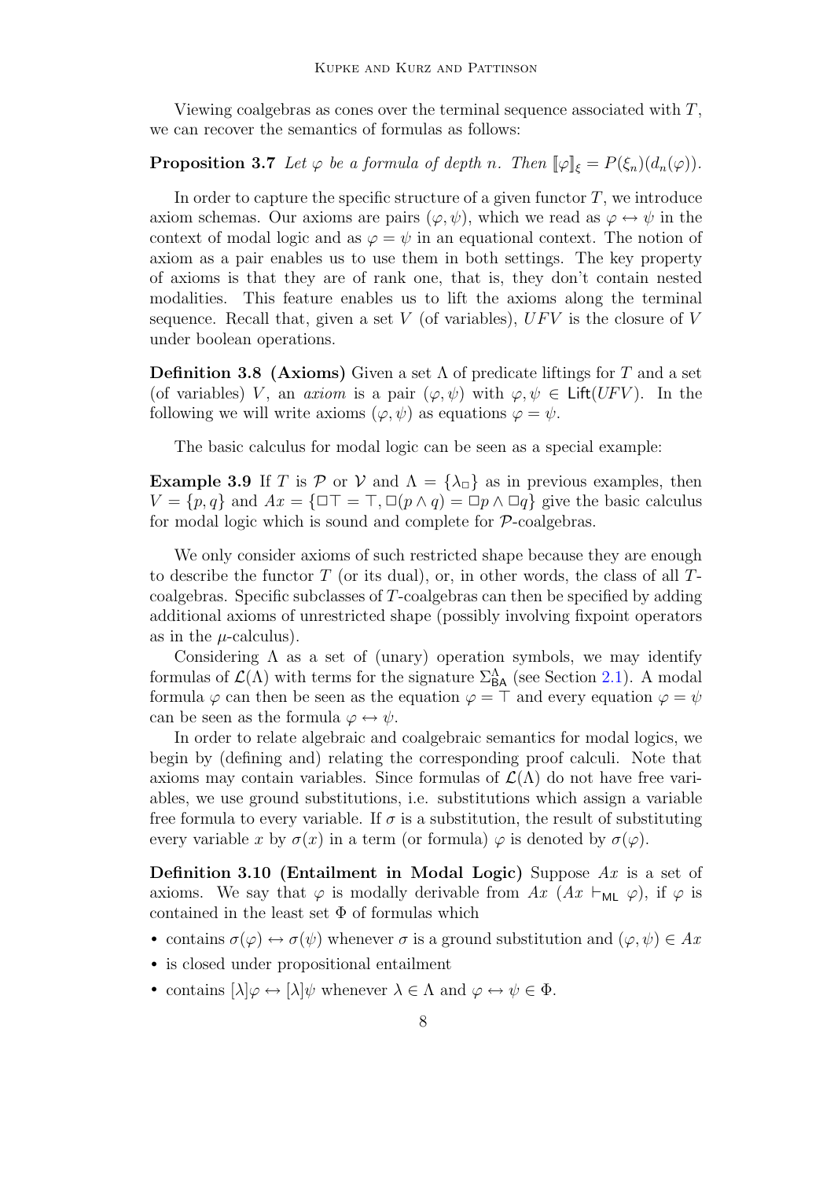Viewing coalgebras as cones over the terminal sequence associated with $T$, we can recover the semantics of formulas as follows:

**Proposition 3.7** *Let $\varphi$ be a formula of depth $n$. Then $[\![\varphi]\!]_\xi = P(\xi_n)(d_n(\varphi))$.*

In order to capture the specific structure of a given functor $T$, we introduce axiom schemas. Our axioms are pairs $(\varphi, \psi)$, which we read as $\varphi \leftrightarrow \psi$ in the context of modal logic and as $\varphi = \psi$ in an equational context. The notion of axiom as a pair enables us to use them in both settings. The key property of axioms is that they are of rank one, that is, they don't contain nested modalities. This feature enables us to lift the axioms along the terminal sequence. Recall that, given a set $V$ (of variables), $UFV$ is the closure of $V$ under boolean operations.

**Definition 3.8 (Axioms)** Given a set $\Lambda$ of predicate liftings for $T$ and a set (of variables) $V$, an *axiom* is a pair $(\varphi, \psi)$ with $\varphi, \psi \in \mathsf{Lift}(UFV)$. In the following we will write axioms $(\varphi, \psi)$ as equations $\varphi = \psi$.

The basic calculus for modal logic can be seen as a special example:

**Example 3.9** If $T$ is $\mathcal{P}$ or $\mathcal{V}$ and $\Lambda = \{\lambda_\Box\}$ as in previous examples, then $V = \{p, q\}$ and $Ax = \{\Box\top = \top, \Box(p \wedge q) = \Box p \wedge \Box q\}$ give the basic calculus for modal logic which is sound and complete for $\mathcal{P}$-coalgebras.

We only consider axioms of such restricted shape because they are enough to describe the functor $T$ (or its dual), or, in other words, the class of all $T$-coalgebras. Specific subclasses of $T$-coalgebras can then be specified by adding additional axioms of unrestricted shape (possibly involving fixpoint operators as in the $\mu$-calculus).

Considering $\Lambda$ as a set of (unary) operation symbols, we may identify formulas of $\mathcal{L}(\Lambda)$ with terms for the signature $\Sigma^\Lambda_{\mathsf{BA}}$ (see Section 2.1). A modal formula $\varphi$ can then be seen as the equation $\varphi = \top$ and every equation $\varphi = \psi$ can be seen as the formula $\varphi \leftrightarrow \psi$.

In order to relate algebraic and coalgebraic semantics for modal logics, we begin by (defining and) relating the corresponding proof calculi. Note that axioms may contain variables. Since formulas of $\mathcal{L}(\Lambda)$ do not have free variables, we use ground substitutions, i.e. substitutions which assign a variable free formula to every variable. If $\sigma$ is a substitution, the result of substituting every variable $x$ by $\sigma(x)$ in a term (or formula) $\varphi$ is denoted by $\sigma(\varphi)$.

**Definition 3.10 (Entailment in Modal Logic)** Suppose $Ax$ is a set of axioms. We say that $\varphi$ is modally derivable from $Ax$ ($Ax \vdash_{\mathsf{ML}} \varphi$), if $\varphi$ is contained in the least set $\Phi$ of formulas which

- contains $\sigma(\varphi) \leftrightarrow \sigma(\psi)$ whenever $\sigma$ is a ground substitution and $(\varphi, \psi) \in Ax$
- is closed under propositional entailment
- contains $[\lambda]\varphi \leftrightarrow [\lambda]\psi$ whenever $\lambda \in \Lambda$ and $\varphi \leftrightarrow \psi \in \Phi$.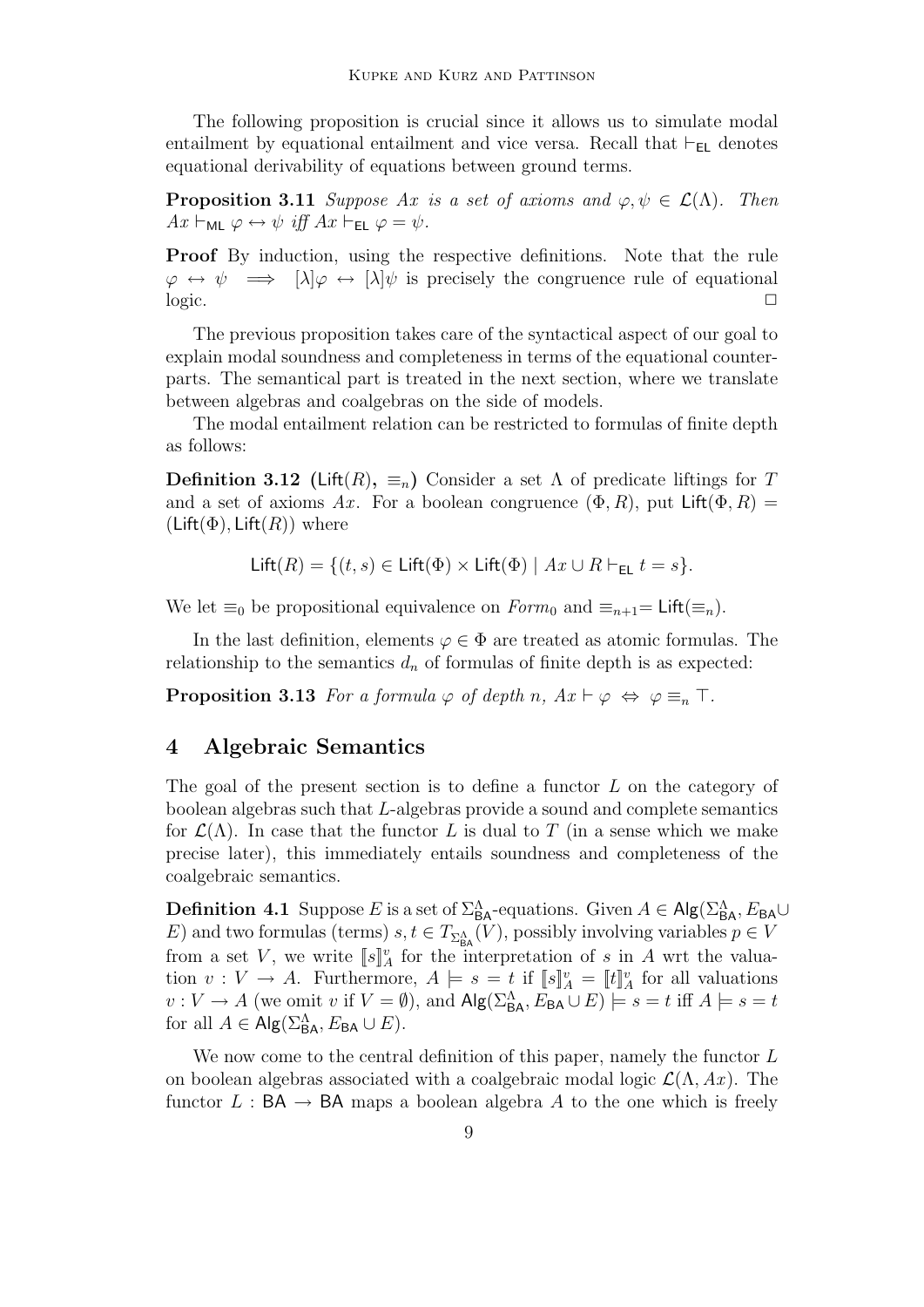The following proposition is crucial since it allows us to simulate modal entailment by equational entailment and vice versa. Recall that $\vdash_{\mathsf{EL}}$ denotes equational derivability of equations between ground terms.

**Proposition 3.11** *Suppose $Ax$ is a set of axioms and $\varphi, \psi \in \mathcal{L}(\Lambda)$. Then $Ax \vdash_{\mathsf{ML}} \varphi \leftrightarrow \psi$ iff $Ax \vdash_{\mathsf{EL}} \varphi = \psi$.*

**Proof** By induction, using the respective definitions. Note that the rule $\varphi \leftrightarrow \psi \implies [\lambda]\varphi \leftrightarrow [\lambda]\psi$ is precisely the congruence rule of equational logic. □

The previous proposition takes care of the syntactical aspect of our goal to explain modal soundness and completeness in terms of the equational counterparts. The semantical part is treated in the next section, where we translate between algebras and coalgebras on the side of models.

The modal entailment relation can be restricted to formulas of finite depth as follows:

**Definition 3.12** **($\mathsf{Lift}(R)$, $\equiv_n$)** Consider a set $\Lambda$ of predicate liftings for $T$ and a set of axioms $Ax$. For a boolean congruence $(\Phi, R)$, put $\mathsf{Lift}(\Phi, R) = (\mathsf{Lift}(\Phi), \mathsf{Lift}(R))$ where

$$\mathsf{Lift}(R) = \{(t, s) \in \mathsf{Lift}(\Phi) \times \mathsf{Lift}(\Phi) \mid Ax \cup R \vdash_{\mathsf{EL}} t = s\}.$$

We let $\equiv_0$ be propositional equivalence on $\mathit{Form}_0$ and $\equiv_{n+1} = \mathsf{Lift}(\equiv_n)$.

In the last definition, elements $\varphi \in \Phi$ are treated as atomic formulas. The relationship to the semantics $d_n$ of formulas of finite depth is as expected:

**Proposition 3.13** *For a formula $\varphi$ of depth $n$, $Ax \vdash \varphi \Leftrightarrow \varphi \equiv_n \top$.*

## 4 Algebraic Semantics

The goal of the present section is to define a functor $L$ on the category of boolean algebras such that $L$-algebras provide a sound and complete semantics for $\mathcal{L}(\Lambda)$. In case that the functor $L$ is dual to $T$ (in a sense which we make precise later), this immediately entails soundness and completeness of the coalgebraic semantics.

**Definition 4.1** Suppose $E$ is a set of $\Sigma^{\Lambda}_{\mathsf{BA}}$-equations. Given $A \in \mathsf{Alg}(\Sigma^{\Lambda}_{\mathsf{BA}}, E_{\mathsf{BA}} \cup E)$ and two formulas (terms) $s, t \in T_{\Sigma^{\Lambda}_{\mathsf{BA}}}(V)$, possibly involving variables $p \in V$ from a set $V$, we write $[\![s]\!]^v_A$ for the interpretation of $s$ in $A$ wrt the valuation $v : V \to A$. Furthermore, $A \models s = t$ if $[\![s]\!]^v_A = [\![t]\!]^v_A$ for all valuations $v : V \to A$ (we omit $v$ if $V = \emptyset$), and $\mathsf{Alg}(\Sigma^{\Lambda}_{\mathsf{BA}}, E_{\mathsf{BA}} \cup E) \models s = t$ iff $A \models s = t$ for all $A \in \mathsf{Alg}(\Sigma^{\Lambda}_{\mathsf{BA}}, E_{\mathsf{BA}} \cup E)$.

We now come to the central definition of this paper, namely the functor $L$ on boolean algebras associated with a coalgebraic modal logic $\mathcal{L}(\Lambda, Ax)$. The functor $L : \mathsf{BA} \to \mathsf{BA}$ maps a boolean algebra $A$ to the one which is freely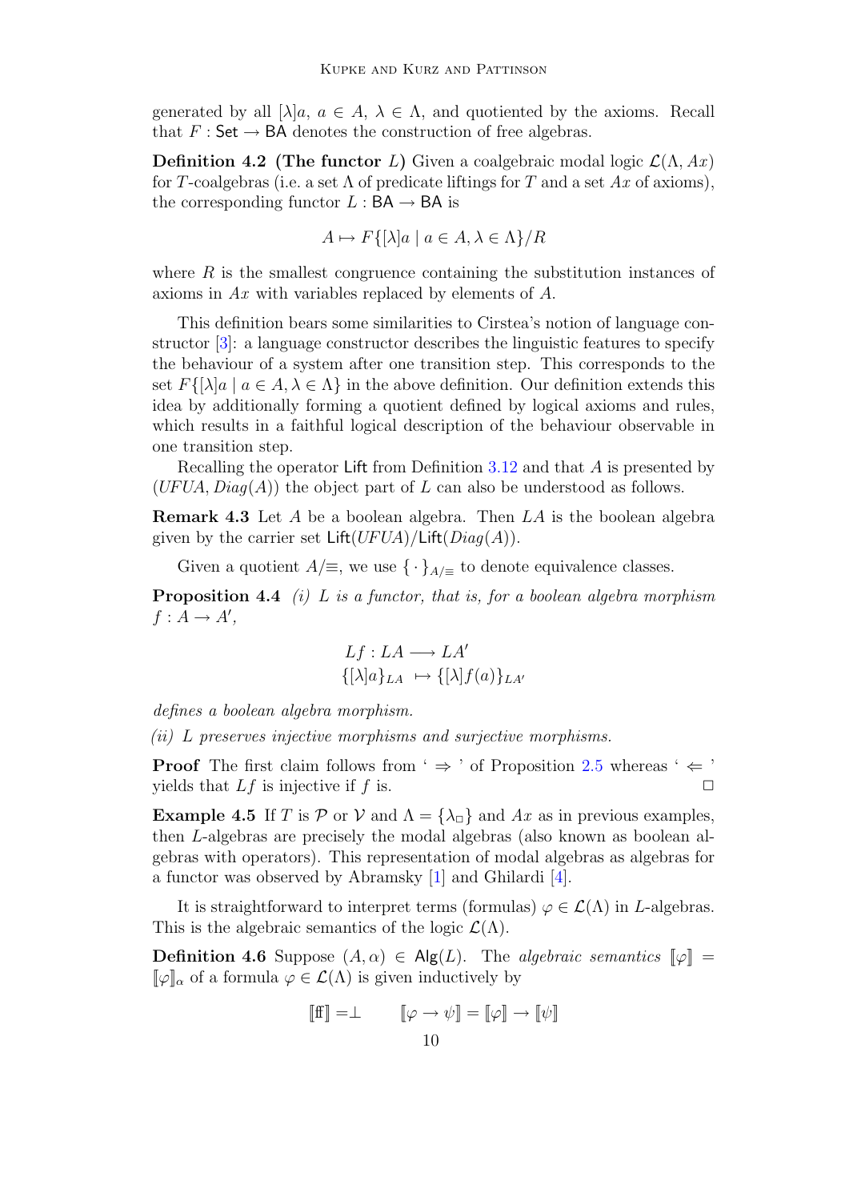generated by all $[\lambda]a$, $a \in A$, $\lambda \in \Lambda$, and quotiented by the axioms. Recall that $F : \mathsf{Set} \to \mathsf{BA}$ denotes the construction of free algebras.

**Definition 4.2 (The functor $L$)** Given a coalgebraic modal logic $\mathcal{L}(\Lambda, Ax)$ for $T$-coalgebras (i.e. a set $\Lambda$ of predicate liftings for $T$ and a set $Ax$ of axioms), the corresponding functor $L : \mathsf{BA} \to \mathsf{BA}$ is

$$A \mapsto F\{[\lambda]a \mid a \in A, \lambda \in \Lambda\}/R$$

where $R$ is the smallest congruence containing the substitution instances of axioms in $Ax$ with variables replaced by elements of $A$.

This definition bears some similarities to Cirstea's notion of language constructor [3]: a language constructor describes the linguistic features to specify the behaviour of a system after one transition step. This corresponds to the set $F\{[\lambda]a \mid a \in A, \lambda \in \Lambda\}$ in the above definition. Our definition extends this idea by additionally forming a quotient defined by logical axioms and rules, which results in a faithful logical description of the behaviour observable in one transition step.

Recalling the operator $\mathsf{Lift}$ from Definition 3.12 and that $A$ is presented by $(UFUA, Diag(A))$ the object part of $L$ can also be understood as follows.

**Remark 4.3** Let $A$ be a boolean algebra. Then $LA$ is the boolean algebra given by the carrier set $\mathsf{Lift}(UFUA)/\mathsf{Lift}(Diag(A))$.

Given a quotient $A/{\equiv}$, we use $\{\,\cdot\,\}_{A/\equiv}$ to denote equivalence classes.

**Proposition 4.4** *(i) $L$ is a functor, that is, for a boolean algebra morphism $f : A \to A'$,*

$$\begin{aligned} Lf : LA &\longrightarrow LA' \\ \{[\lambda]a\}_{LA} &\mapsto \{[\lambda]f(a)\}_{LA'} \end{aligned}$$

*defines a boolean algebra morphism.*

*(ii) $L$ preserves injective morphisms and surjective morphisms.*

**Proof** The first claim follows from '$\Rightarrow$' of Proposition 2.5 whereas '$\Leftarrow$' yields that $Lf$ is injective if $f$ is. $\square$

**Example 4.5** If $T$ is $\mathcal{P}$ or $\mathcal{V}$ and $\Lambda = \{\lambda_\Box\}$ and $Ax$ as in previous examples, then $L$-algebras are precisely the modal algebras (also known as boolean algebras with operators). This representation of modal algebras as algebras for a functor was observed by Abramsky [1] and Ghilardi [4].

It is straightforward to interpret terms (formulas) $\varphi \in \mathcal{L}(\Lambda)$ in $L$-algebras. This is the algebraic semantics of the logic $\mathcal{L}(\Lambda)$.

**Definition 4.6** Suppose $(A, \alpha) \in \mathsf{Alg}(L)$. The *algebraic semantics* $[\![\varphi]\!] = [\![\varphi]\!]_\alpha$ of a formula $\varphi \in \mathcal{L}(\Lambda)$ is given inductively by

$$[\![\mathrm{ff}]\!] = \bot \qquad [\![\varphi \to \psi]\!] = [\![\varphi]\!] \to [\![\psi]\!]$$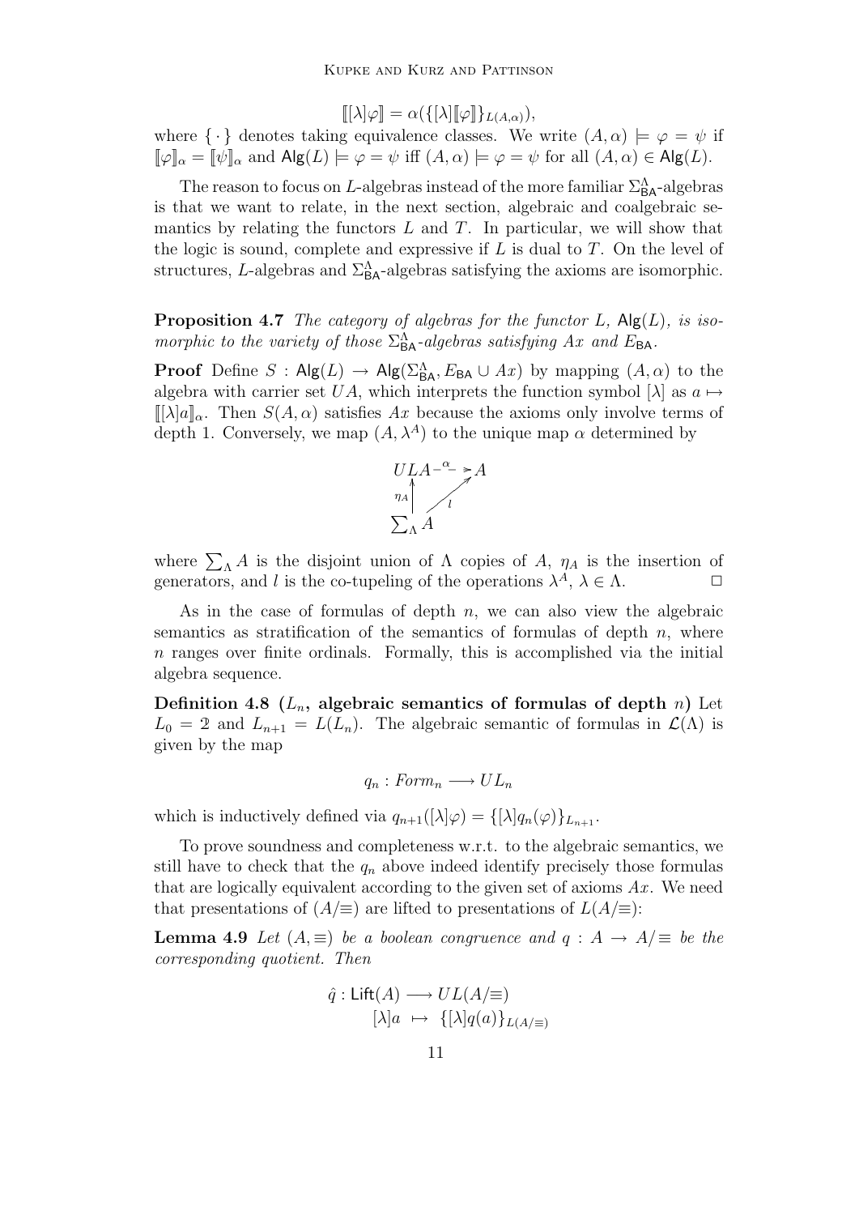$$[\![[\lambda]\varphi]\!] = \alpha(\{[\lambda][\![\varphi]\!]\}_{L(A,\alpha)}),$$

where $\{\cdot\}$ denotes taking equivalence classes. We write $(A, \alpha) \models \varphi = \psi$ if $[\![\varphi]\!]_\alpha = [\![\psi]\!]_\alpha$ and $\mathsf{Alg}(L) \models \varphi = \psi$ iff $(A, \alpha) \models \varphi = \psi$ for all $(A, \alpha) \in \mathsf{Alg}(L)$.

The reason to focus on $L$-algebras instead of the more familiar $\Sigma^\Lambda_{\mathsf{BA}}$-algebras is that we want to relate, in the next section, algebraic and coalgebraic semantics by relating the functors $L$ and $T$. In particular, we will show that the logic is sound, complete and expressive if $L$ is dual to $T$. On the level of structures, $L$-algebras and $\Sigma^\Lambda_{\mathsf{BA}}$-algebras satisfying the axioms are isomorphic.

**Proposition 4.7** *The category of algebras for the functor $L$, $\mathsf{Alg}(L)$, is isomorphic to the variety of those $\Sigma^\Lambda_{\mathsf{BA}}$-algebras satisfying $Ax$ and $E_{\mathsf{BA}}$.*

**Proof** Define $S : \mathsf{Alg}(L) \to \mathsf{Alg}(\Sigma^\Lambda_{\mathsf{BA}}, E_{\mathsf{BA}} \cup Ax)$ by mapping $(A, \alpha)$ to the algebra with carrier set $UA$, which interprets the function symbol $[\lambda]$ as $a \mapsto [\![[\lambda]a]\!]_\alpha$. Then $S(A, \alpha)$ satisfies $Ax$ because the axioms only involve terms of depth 1. Conversely, we map $(A, \lambda^A)$ to the unique map $\alpha$ determined by

$$\begin{array}{ccc} ULA & \overset{\alpha}{\dashrightarrow} & A \\ {\scriptstyle \eta_A}\uparrow & \nearrow_{l} & \\ \sum_\Lambda A & & \end{array}$$

where $\sum_\Lambda A$ is the disjoint union of $\Lambda$ copies of $A$, $\eta_A$ is the insertion of generators, and $l$ is the co-tupeling of the operations $\lambda^A$, $\lambda \in \Lambda$. $\square$

As in the case of formulas of depth $n$, we can also view the algebraic semantics as stratification of the semantics of formulas of depth $n$, where $n$ ranges over finite ordinals. Formally, this is accomplished via the initial algebra sequence.

**Definition 4.8 ($L_n$, algebraic semantics of formulas of depth $n$)** Let $L_0 = 2$ and $L_{n+1} = L(L_n)$. The algebraic semantic of formulas in $\mathcal{L}(\Lambda)$ is given by the map

$$q_n : \mathit{Form}_n \longrightarrow UL_n$$

which is inductively defined via $q_{n+1}([\lambda]\varphi) = \{[\lambda]q_n(\varphi)\}_{L_{n+1}}$.

To prove soundness and completeness w.r.t. to the algebraic semantics, we still have to check that the $q_n$ above indeed identify precisely those formulas that are logically equivalent according to the given set of axioms $Ax$. We need that presentations of $(A/\equiv)$ are lifted to presentations of $L(A/\equiv)$:

**Lemma 4.9** *Let $(A, \equiv)$ be a boolean congruence and $q : A \to A/\equiv$ be the corresponding quotient. Then*

$$\begin{aligned} \hat{q} : \mathsf{Lift}(A) &\longrightarrow UL(A/\equiv) \\ [\lambda]a &\mapsto \{[\lambda]q(a)\}_{L(A/\equiv)} \end{aligned}$$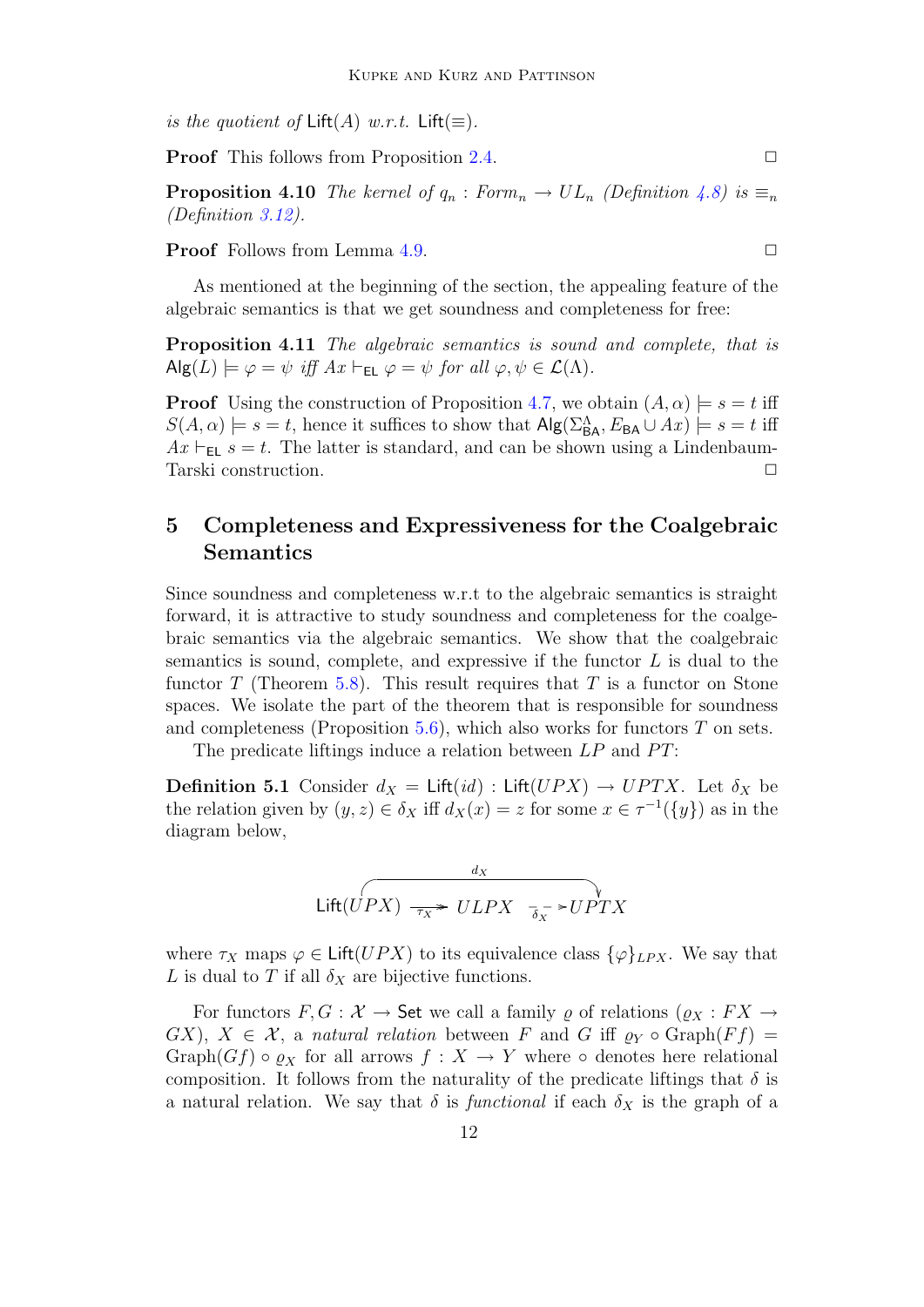*is the quotient of* $\mathsf{Lift}(A)$ *w.r.t.* $\mathsf{Lift}(\equiv)$.

**Proof** This follows from Proposition 2.4. $\square$

**Proposition 4.10** *The kernel of* $q_n : Form_n \to UL_n$ *(Definition 4.8) is* $\equiv_n$ *(Definition 3.12).*

**Proof** Follows from Lemma 4.9. $\square$

As mentioned at the beginning of the section, the appealing feature of the algebraic semantics is that we get soundness and completeness for free:

**Proposition 4.11** *The algebraic semantics is sound and complete, that is* $\mathsf{Alg}(L) \models \varphi = \psi$ *iff* $Ax \vdash_{\mathsf{EL}} \varphi = \psi$ *for all* $\varphi, \psi \in \mathcal{L}(\Lambda)$.

**Proof** Using the construction of Proposition 4.7, we obtain $(A, \alpha) \models s = t$ iff $S(A, \alpha) \models s = t$, hence it suffices to show that $\mathsf{Alg}(\Sigma^{\Lambda}_{\mathsf{BA}}, E_{\mathsf{BA}} \cup Ax) \models s = t$ iff $Ax \vdash_{\mathsf{EL}} s = t$. The latter is standard, and can be shown using a Lindenbaum-Tarski construction. $\square$

## 5 Completeness and Expressiveness for the Coalgebraic Semantics

Since soundness and completeness w.r.t to the algebraic semantics is straight forward, it is attractive to study soundness and completeness for the coalgebraic semantics via the algebraic semantics. We show that the coalgebraic semantics is sound, complete, and expressive if the functor $L$ is dual to the functor $T$ (Theorem 5.8). This result requires that $T$ is a functor on Stone spaces. We isolate the part of the theorem that is responsible for soundness and completeness (Proposition 5.6), which also works for functors $T$ on sets.

The predicate liftings induce a relation between $LP$ and $PT$:

**Definition 5.1** Consider $d_X = \mathsf{Lift}(id) : \mathsf{Lift}(UPX) \to UPTX$. Let $\delta_X$ be the relation given by $(y, z) \in \delta_X$ iff $d_X(x) = z$ for some $x \in \tau^{-1}(\{y\})$ as in the diagram below,

$$\mathsf{Lift}(UPX) \xrightarrow{\tau_X} ULPX \xrightarrow{\delta_X} UPTX, \qquad d_X : \mathsf{Lift}(UPX) \to UPTX$$

where $\tau_X$ maps $\varphi \in \mathsf{Lift}(UPX)$ to its equivalence class $\{\varphi\}_{LPX}$. We say that $L$ is dual to $T$ if all $\delta_X$ are bijective functions.

For functors $F, G : \mathcal{X} \to \mathsf{Set}$ we call a family $\varrho$ of relations ($\varrho_X : FX \to GX$), $X \in \mathcal{X}$, a *natural relation* between $F$ and $G$ iff $\varrho_Y \circ \mathrm{Graph}(Ff) = \mathrm{Graph}(Gf) \circ \varrho_X$ for all arrows $f : X \to Y$ where $\circ$ denotes here relational composition. It follows from the naturality of the predicate liftings that $\delta$ is a natural relation. We say that $\delta$ is *functional* if each $\delta_X$ is the graph of a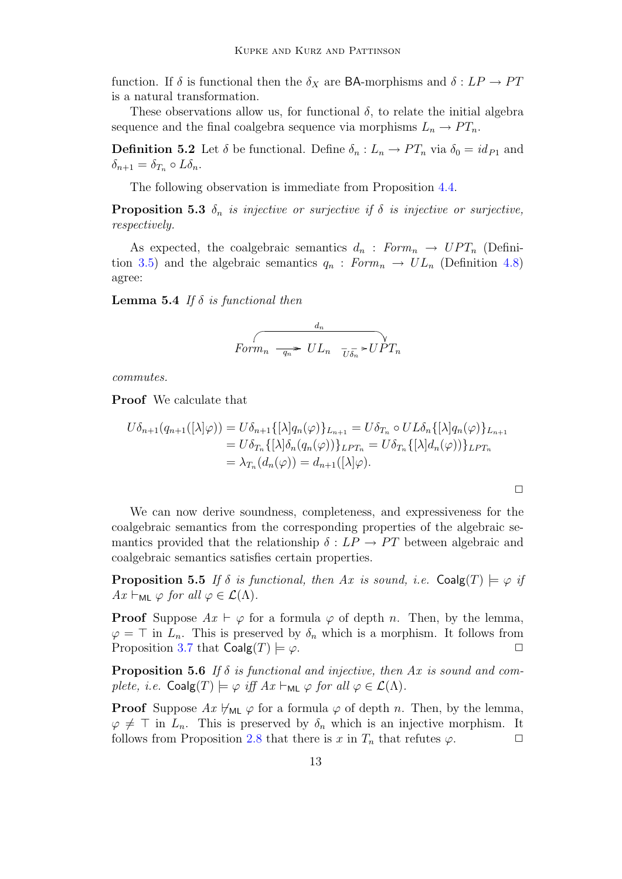function. If $\delta$ is functional then the $\delta_X$ are $\mathsf{BA}$-morphisms and $\delta : LP \to PT$ is a natural transformation.

These observations allow us, for functional $\delta$, to relate the initial algebra sequence and the final coalgebra sequence via morphisms $L_n \to PT_n$.

**Definition 5.2** Let $\delta$ be functional. Define $\delta_n : L_n \to PT_n$ via $\delta_0 = id_{P1}$ and $\delta_{n+1} = \delta_{T_n} \circ L\delta_n$.

The following observation is immediate from Proposition 4.4.

**Proposition 5.3** *$\delta_n$ is injective or surjective if $\delta$ is injective or surjective, respectively.*

As expected, the coalgebraic semantics $d_n : \mathit{Form}_n \to UPT_n$ (Definition 3.5) and the algebraic semantics $q_n : \mathit{Form}_n \to UL_n$ (Definition 4.8) agree:

**Lemma 5.4** *If $\delta$ is functional then*

$$\mathit{Form}_n \xrightarrow{q_n} UL_n \xrightarrow{U\delta_n} UPT_n, \qquad d_n : \mathit{Form}_n \to UPT_n$$

*commutes.*

**Proof** We calculate that

$$\begin{aligned}
U\delta_{n+1}(q_{n+1}([\lambda]\varphi)) &= U\delta_{n+1}\{[\lambda]q_n(\varphi)\}_{L_{n+1}} = U\delta_{T_n} \circ UL\delta_n\{[\lambda]q_n(\varphi)\}_{L_{n+1}} \\
&= U\delta_{T_n}\{[\lambda]\delta_n(q_n(\varphi))\}_{LPT_n} = U\delta_{T_n}\{[\lambda]d_n(\varphi))\}_{LPT_n} \\
&= \lambda_{T_n}(d_n(\varphi)) = d_{n+1}([\lambda]\varphi).
\end{aligned}$$

$\square$

We can now derive soundness, completeness, and expressiveness for the coalgebraic semantics from the corresponding properties of the algebraic semantics provided that the relationship $\delta : LP \to PT$ between algebraic and coalgebraic semantics satisfies certain properties.

**Proposition 5.5** *If $\delta$ is functional, then $Ax$ is sound, i.e. $\mathsf{Coalg}(T) \models \varphi$ if $Ax \vdash_{\mathsf{ML}} \varphi$ for all $\varphi \in \mathcal{L}(\Lambda)$.*

**Proof** Suppose $Ax \vdash \varphi$ for a formula $\varphi$ of depth $n$. Then, by the lemma, $\varphi = \top$ in $L_n$. This is preserved by $\delta_n$ which is a morphism. It follows from Proposition 3.7 that $\mathsf{Coalg}(T) \models \varphi$. $\square$

**Proposition 5.6** *If $\delta$ is functional and injective, then $Ax$ is sound and complete, i.e. $\mathsf{Coalg}(T) \models \varphi$ iff $Ax \vdash_{\mathsf{ML}} \varphi$ for all $\varphi \in \mathcal{L}(\Lambda)$.*

**Proof** Suppose $Ax \not\vdash_{\mathsf{ML}} \varphi$ for a formula $\varphi$ of depth $n$. Then, by the lemma, $\varphi \neq \top$ in $L_n$. This is preserved by $\delta_n$ which is an injective morphism. It follows from Proposition 2.8 that there is $x$ in $T_n$ that refutes $\varphi$. $\square$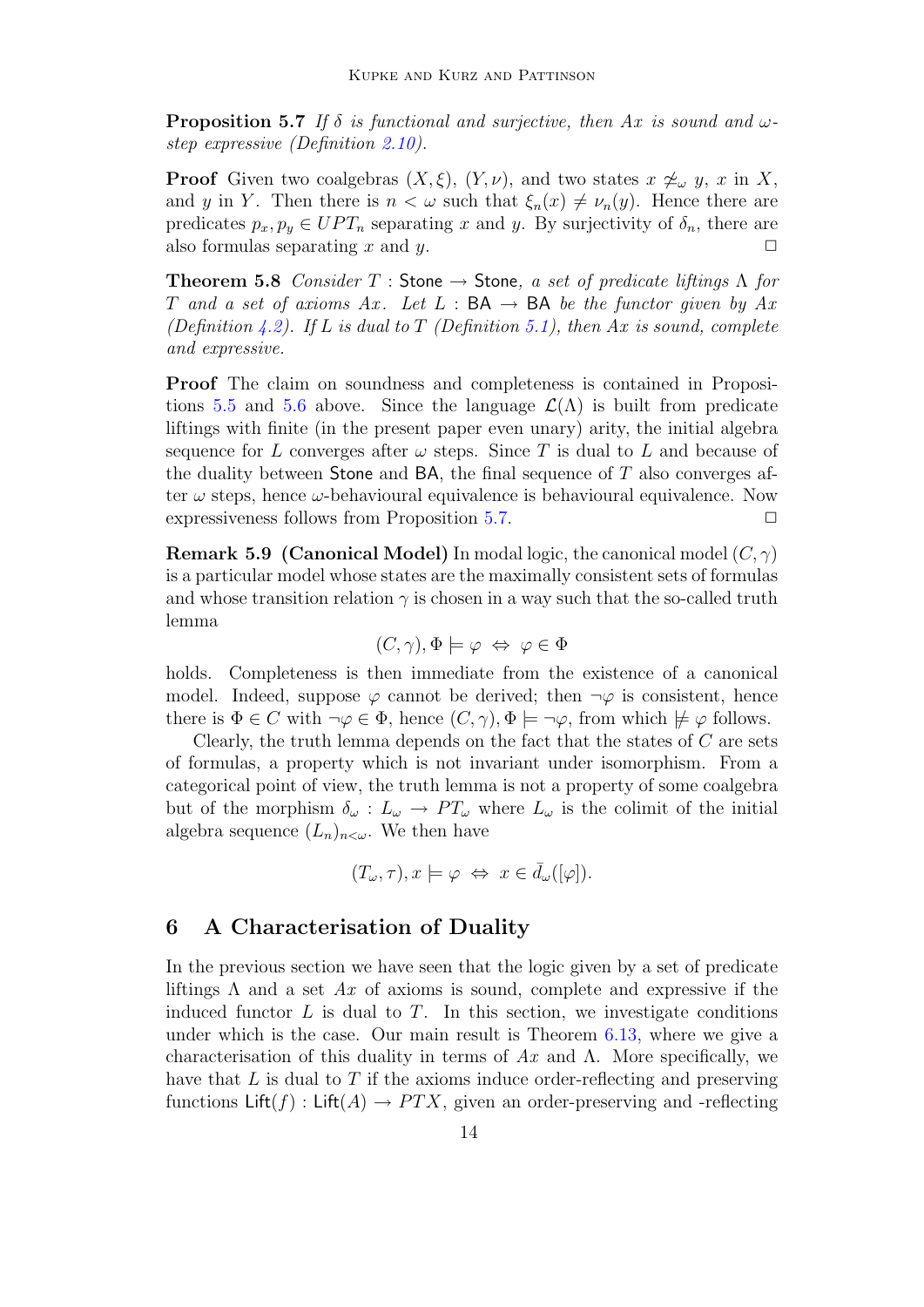**Proposition 5.7** *If $\delta$ is functional and surjective, then $Ax$ is sound and $\omega$-step expressive (Definition 2.10).*

**Proof** Given two coalgebras $(X, \xi)$, $(Y, \nu)$, and two states $x \not\simeq_\omega y$, $x$ in $X$, and $y$ in $Y$. Then there is $n < \omega$ such that $\xi_n(x) \neq \nu_n(y)$. Hence there are predicates $p_x, p_y \in UPT_n$ separating $x$ and $y$. By surjectivity of $\delta_n$, there are also formulas separating $x$ and $y$. □

**Theorem 5.8** *Consider $T$ : $\mathsf{Stone} \to \mathsf{Stone}$, a set of predicate liftings $\Lambda$ for $T$ and a set of axioms $Ax$. Let $L$ : $\mathsf{BA} \to \mathsf{BA}$ be the functor given by $Ax$ (Definition 4.2). If $L$ is dual to $T$ (Definition 5.1), then $Ax$ is sound, complete and expressive.*

**Proof** The claim on soundness and completeness is contained in Propositions 5.5 and 5.6 above. Since the language $\mathcal{L}(\Lambda)$ is built from predicate liftings with finite (in the present paper even unary) arity, the initial algebra sequence for $L$ converges after $\omega$ steps. Since $T$ is dual to $L$ and because of the duality between $\mathsf{Stone}$ and $\mathsf{BA}$, the final sequence of $T$ also converges after $\omega$ steps, hence $\omega$-behavioural equivalence is behavioural equivalence. Now expressiveness follows from Proposition 5.7. □

**Remark 5.9 (Canonical Model)** In modal logic, the canonical model $(C, \gamma)$ is a particular model whose states are the maximally consistent sets of formulas and whose transition relation $\gamma$ is chosen in a way such that the so-called truth lemma

$$(C, \gamma), \Phi \models \varphi \;\Leftrightarrow\; \varphi \in \Phi$$

holds. Completeness is then immediate from the existence of a canonical model. Indeed, suppose $\varphi$ cannot be derived; then $\neg\varphi$ is consistent, hence there is $\Phi \in C$ with $\neg\varphi \in \Phi$, hence $(C, \gamma), \Phi \models \neg\varphi$, from which $\not\models \varphi$ follows.

Clearly, the truth lemma depends on the fact that the states of $C$ are sets of formulas, a property which is not invariant under isomorphism. From a categorical point of view, the truth lemma is not a property of some coalgebra but of the morphism $\delta_\omega : L_\omega \to PT_\omega$ where $L_\omega$ is the colimit of the initial algebra sequence $(L_n)_{n<\omega}$. We then have

$$(T_\omega, \tau), x \models \varphi \;\Leftrightarrow\; x \in \bar{d}_\omega([\varphi]).$$

## 6 A Characterisation of Duality

In the previous section we have seen that the logic given by a set of predicate liftings $\Lambda$ and a set $Ax$ of axioms is sound, complete and expressive if the induced functor $L$ is dual to $T$. In this section, we investigate conditions under which is the case. Our main result is Theorem 6.13, where we give a characterisation of this duality in terms of $Ax$ and $\Lambda$. More specifically, we have that $L$ is dual to $T$ if the axioms induce order-reflecting and preserving functions $\mathsf{Lift}(f) : \mathsf{Lift}(A) \to PTX$, given an order-preserving and -reflecting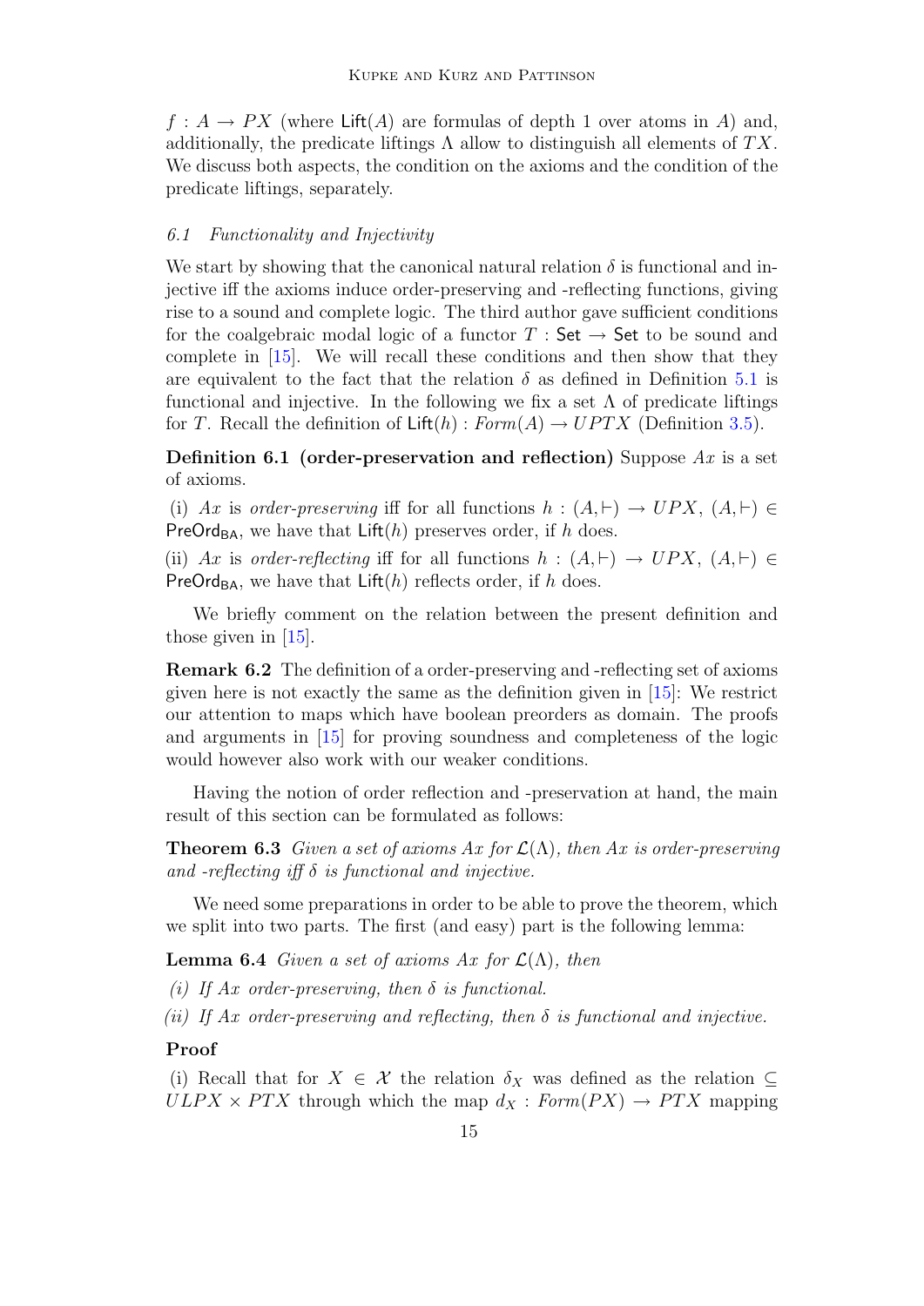$f : A \to PX$ (where $\mathsf{Lift}(A)$ are formulas of depth 1 over atoms in $A$) and, additionally, the predicate liftings $\Lambda$ allow to distinguish all elements of $TX$. We discuss both aspects, the condition on the axioms and the condition of the predicate liftings, separately.

### *6.1 Functionality and Injectivity*

We start by showing that the canonical natural relation $\delta$ is functional and injective iff the axioms induce order-preserving and -reflecting functions, giving rise to a sound and complete logic. The third author gave sufficient conditions for the coalgebraic modal logic of a functor $T : \mathsf{Set} \to \mathsf{Set}$ to be sound and complete in [15]. We will recall these conditions and then show that they are equivalent to the fact that the relation $\delta$ as defined in Definition 5.1 is functional and injective. In the following we fix a set $\Lambda$ of predicate liftings for $T$. Recall the definition of $\mathsf{Lift}(h) : \mathit{Form}(A) \to UPTX$ (Definition 3.5).

**Definition 6.1 (order-preservation and reflection)** Suppose $Ax$ is a set of axioms.

(i) $Ax$ is *order-preserving* iff for all functions $h : (A, \vdash) \to UPX$, $(A, \vdash) \in \mathsf{PreOrd}_{\mathsf{BA}}$, we have that $\mathsf{Lift}(h)$ preserves order, if $h$ does.

(ii) $Ax$ is *order-reflecting* iff for all functions $h : (A, \vdash) \to UPX$, $(A, \vdash) \in \mathsf{PreOrd}_{\mathsf{BA}}$, we have that $\mathsf{Lift}(h)$ reflects order, if $h$ does.

We briefly comment on the relation between the present definition and those given in [15].

**Remark 6.2** The definition of a order-preserving and -reflecting set of axioms given here is not exactly the same as the definition given in [15]: We restrict our attention to maps which have boolean preorders as domain. The proofs and arguments in [15] for proving soundness and completeness of the logic would however also work with our weaker conditions.

Having the notion of order reflection and -preservation at hand, the main result of this section can be formulated as follows:

**Theorem 6.3** *Given a set of axioms $Ax$ for $\mathcal{L}(\Lambda)$, then $Ax$ is order-preserving and -reflecting iff $\delta$ is functional and injective.*

We need some preparations in order to be able to prove the theorem, which we split into two parts. The first (and easy) part is the following lemma:

**Lemma 6.4** *Given a set of axioms $Ax$ for $\mathcal{L}(\Lambda)$, then*

*(i) If $Ax$ order-preserving, then $\delta$ is functional.*

*(ii) If $Ax$ order-preserving and reflecting, then $\delta$ is functional and injective.*

**Proof**

(i) Recall that for $X \in \mathcal{X}$ the relation $\delta_X$ was defined as the relation $\subseteq ULPX \times PTX$ through which the map $d_X : \mathit{Form}(PX) \to PTX$ mapping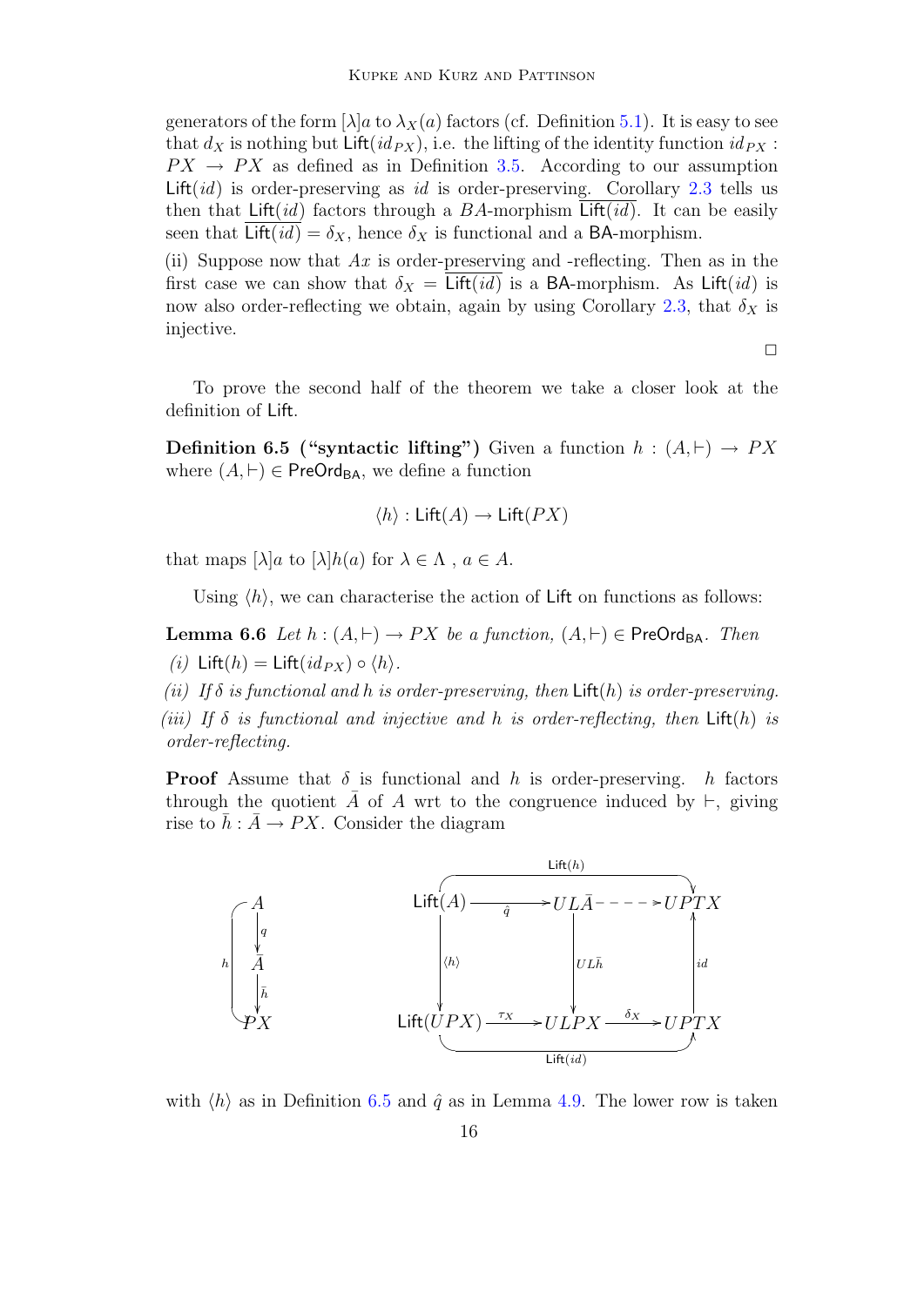generators of the form $[\lambda]a$ to $\lambda_X(a)$ factors (cf. Definition 5.1). It is easy to see that $d_X$ is nothing but $\mathsf{Lift}(id_{PX})$, i.e. the lifting of the identity function $id_{PX} : PX \to PX$ as defined as in Definition 3.5. According to our assumption $\mathsf{Lift}(id)$ is order-preserving as $id$ is order-preserving. Corollary 2.3 tells us then that $\mathsf{Lift}(id)$ factors through a $BA$-morphism $\overline{\mathsf{Lift}(id)}$. It can be easily seen that $\overline{\mathsf{Lift}(id)} = \delta_X$, hence $\delta_X$ is functional and a $\mathsf{BA}$-morphism.

(ii) Suppose now that $Ax$ is order-preserving and -reflecting. Then as in the first case we can show that $\delta_X = \overline{\mathsf{Lift}(id)}$ is a $\mathsf{BA}$-morphism. As $\mathsf{Lift}(id)$ is now also order-reflecting we obtain, again by using Corollary 2.3, that $\delta_X$ is injective.

□

To prove the second half of the theorem we take a closer look at the definition of $\mathsf{Lift}$.

**Definition 6.5 ("syntactic lifting")** Given a function $h : (A, \vdash) \to PX$ where $(A, \vdash) \in \mathsf{PreOrd}_{\mathsf{BA}}$, we define a function

$$\langle h \rangle : \mathsf{Lift}(A) \to \mathsf{Lift}(PX)$$

that maps $[\lambda]a$ to $[\lambda]h(a)$ for $\lambda \in \Lambda$ , $a \in A$.

Using $\langle h \rangle$, we can characterise the action of $\mathsf{Lift}$ on functions as follows:

**Lemma 6.6** *Let $h : (A, \vdash) \to PX$ be a function, $(A, \vdash) \in \mathsf{PreOrd}_{\mathsf{BA}}$. Then*

*(i)* $\mathsf{Lift}(h) = \mathsf{Lift}(id_{PX}) \circ \langle h \rangle$.

*(ii) If $\delta$ is functional and $h$ is order-preserving, then $\mathsf{Lift}(h)$ is order-preserving.*

*(iii) If $\delta$ is functional and injective and $h$ is order-reflecting, then $\mathsf{Lift}(h)$ is order-reflecting.*

**Proof** Assume that $\delta$ is functional and $h$ is order-preserving. $h$ factors through the quotient $\bar{A}$ of $A$ wrt to the congruence induced by $\vdash$, giving rise to $\bar{h} : \bar{A} \to PX$. Consider the diagram

$$A \xrightarrow{q} \bar{A} \xrightarrow{\bar{h}} PX, \quad h = \bar{h} \circ q$$

$$\begin{array}{ccccc}
\mathsf{Lift}(A) & \xrightarrow{\hat{q}} & UL\bar{A} & \dashrightarrow & UPTX \\
\downarrow \langle h \rangle & & \downarrow UL\bar{h} & & \uparrow id \\
\mathsf{Lift}(UPX) & \xrightarrow{\tau_X} & ULPX & \xrightarrow{\delta_X} & UPTX
\end{array}$$

(with $\mathsf{Lift}(h) : \mathsf{Lift}(A) \to UPTX$ along the top and $\mathsf{Lift}(id) : \mathsf{Lift}(UPX) \to UPTX$ along the bottom)

with $\langle h \rangle$ as in Definition 6.5 and $\hat{q}$ as in Lemma 4.9. The lower row is taken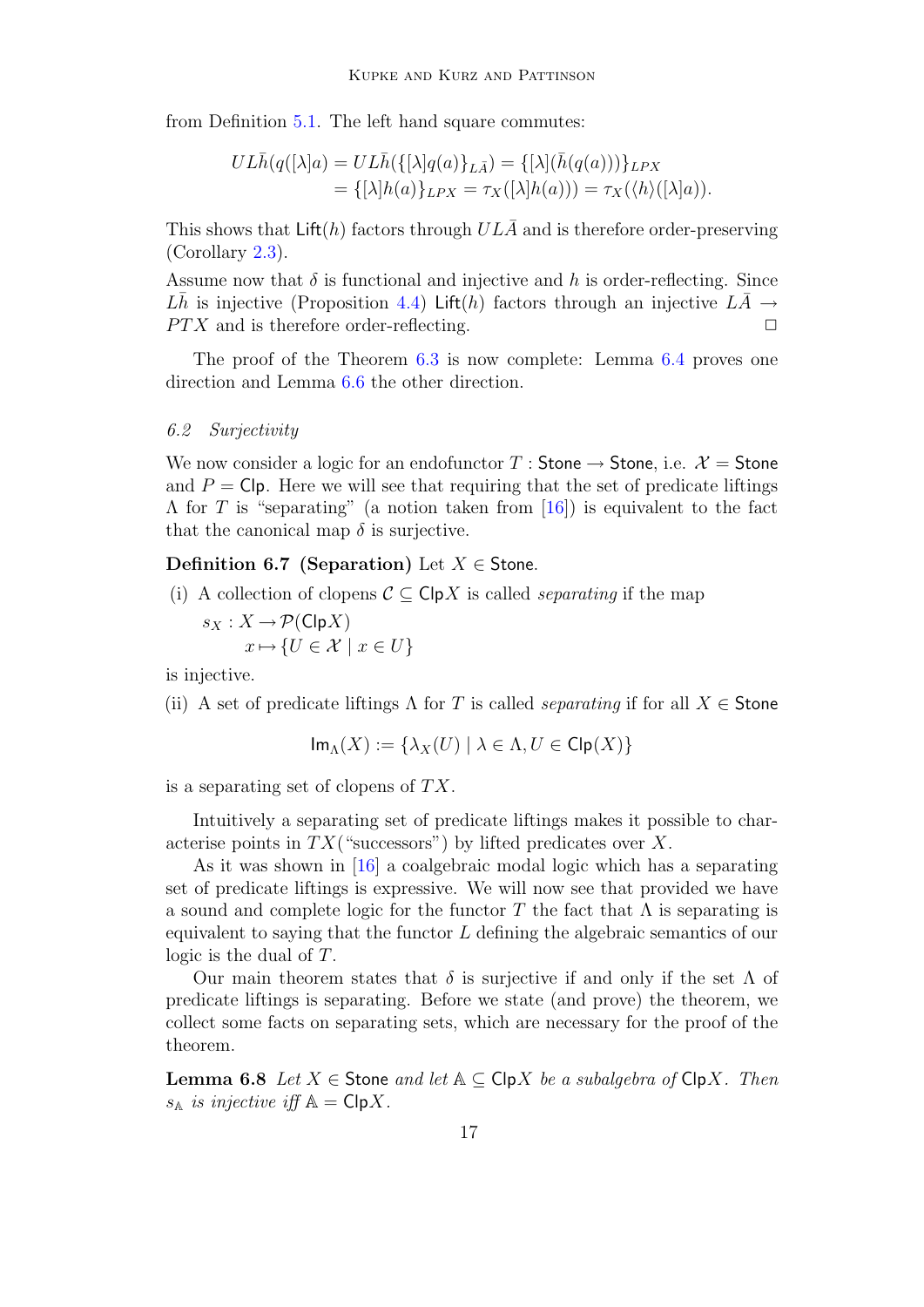from Definition 5.1. The left hand square commutes:

$$
\begin{aligned}
UL\bar{h}(q([\lambda]a) &= UL\bar{h}(\{[\lambda]q(a)\}_{L\bar{A}}) = \{[\lambda](\bar{h}(q(a)))\}_{LPX} \\
&= \{[\lambda]h(a)\}_{LPX} = \tau_X([\lambda]h(a))) = \tau_X(\langle h\rangle([\lambda]a)).
\end{aligned}
$$

This shows that $\mathsf{Lift}(h)$ factors through $UL\bar{A}$ and is therefore order-preserving (Corollary 2.3).

Assume now that $\delta$ is functional and injective and $h$ is order-reflecting. Since $L\bar{h}$ is injective (Proposition 4.4) $\mathsf{Lift}(h)$ factors through an injective $L\bar{A} \to PTX$ and is therefore order-reflecting. □

The proof of the Theorem 6.3 is now complete: Lemma 6.4 proves one direction and Lemma 6.6 the other direction.

### 6.2 *Surjectivity*

We now consider a logic for an endofunctor $T : \mathsf{Stone} \to \mathsf{Stone}$, i.e. $\mathcal{X} = \mathsf{Stone}$ and $P = \mathsf{Clp}$. Here we will see that requiring that the set of predicate liftings $\Lambda$ for $T$ is "separating" (a notion taken from [16]) is equivalent to the fact that the canonical map $\delta$ is surjective.

**Definition 6.7 (Separation)** Let $X \in \mathsf{Stone}$.

(i) A collection of clopens $\mathcal{C} \subseteq \mathsf{Clp}X$ is called *separating* if the map

$$
\begin{aligned}
s_X &: X \to \mathcal{P}(\mathsf{Clp}X) \\
&x \mapsto \{U \in \mathcal{X} \mid x \in U\}
\end{aligned}
$$

is injective.

(ii) A set of predicate liftings $\Lambda$ for $T$ is called *separating* if for all $X \in \mathsf{Stone}$

$$
\mathsf{Im}_\Lambda(X) := \{\lambda_X(U) \mid \lambda \in \Lambda, U \in \mathsf{Clp}(X)\}
$$

is a separating set of clopens of $TX$.

Intuitively a separating set of predicate liftings makes it possible to characterise points in $TX$("successors") by lifted predicates over $X$.

As it was shown in [16] a coalgebraic modal logic which has a separating set of predicate liftings is expressive. We will now see that provided we have a sound and complete logic for the functor $T$ the fact that $\Lambda$ is separating is equivalent to saying that the functor $L$ defining the algebraic semantics of our logic is the dual of $T$.

Our main theorem states that $\delta$ is surjective if and only if the set $\Lambda$ of predicate liftings is separating. Before we state (and prove) the theorem, we collect some facts on separating sets, which are necessary for the proof of the theorem.

**Lemma 6.8** *Let $X \in \mathsf{Stone}$ and let $\mathbb{A} \subseteq \mathsf{Clp}X$ be a subalgebra of $\mathsf{Clp}X$. Then $s_{\mathbb{A}}$ is injective iff $\mathbb{A} = \mathsf{Clp}X$.*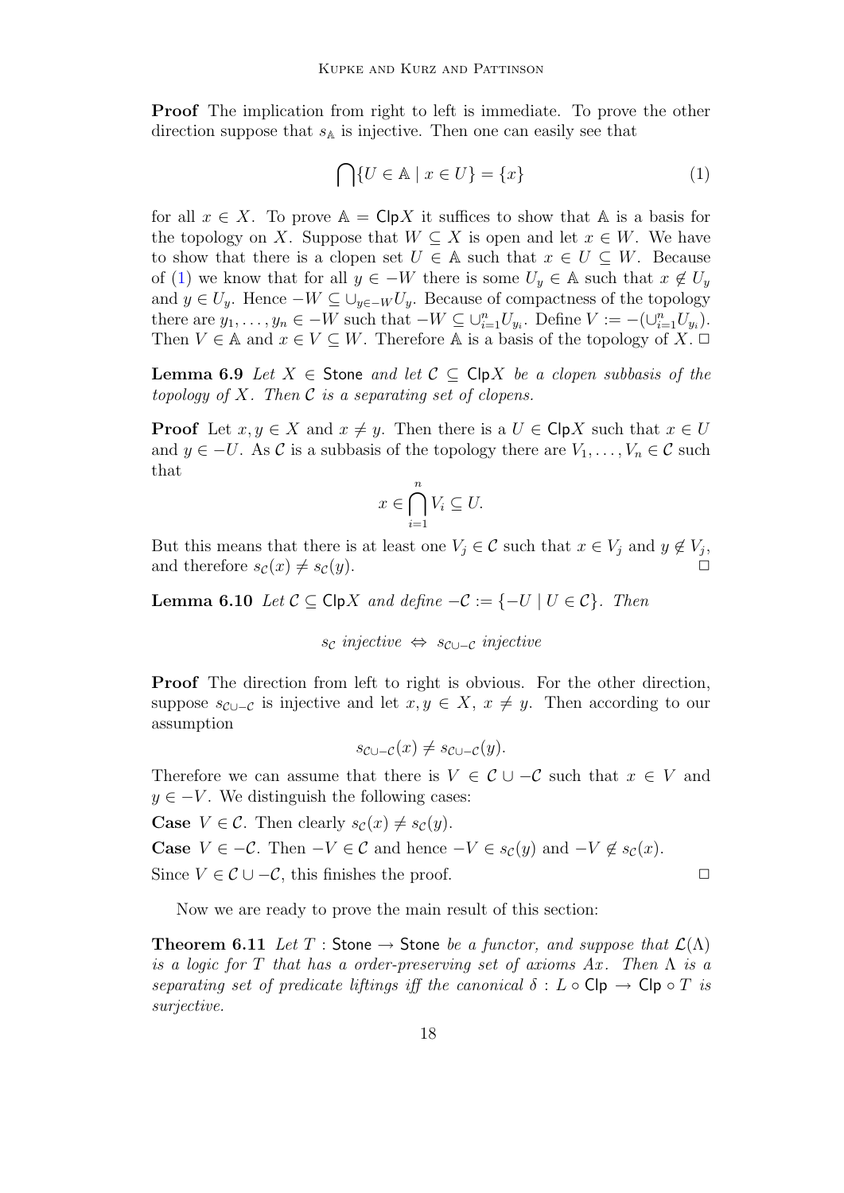**Proof** The implication from right to left is immediate. To prove the other direction suppose that $s_{\mathbb{A}}$ is injective. Then one can easily see that

$$\bigcap\{U \in \mathbb{A} \mid x \in U\} = \{x\} \tag{1}$$

for all $x \in X$. To prove $\mathbb{A} = \mathsf{Clp}X$ it suffices to show that $\mathbb{A}$ is a basis for the topology on $X$. Suppose that $W \subseteq X$ is open and let $x \in W$. We have to show that there is a clopen set $U \in \mathbb{A}$ such that $x \in U \subseteq W$. Because of (1) we know that for all $y \in -W$ there is some $U_y \in \mathbb{A}$ such that $x \notin U_y$ and $y \in U_y$. Hence $-W \subseteq \cup_{y \in -W} U_y$. Because of compactness of the topology there are $y_1, \ldots, y_n \in -W$ such that $-W \subseteq \cup_{i=1}^n U_{y_i}$. Define $V := -(\cup_{i=1}^n U_{y_i})$. Then $V \in \mathbb{A}$ and $x \in V \subseteq W$. Therefore $\mathbb{A}$ is a basis of the topology of $X$. $\Box$

**Lemma 6.9** *Let $X \in \mathsf{Stone}$ and let $\mathcal{C} \subseteq \mathsf{Clp}X$ be a clopen subbasis of the topology of $X$. Then $\mathcal{C}$ is a separating set of clopens.*

**Proof** Let $x, y \in X$ and $x \neq y$. Then there is a $U \in \mathsf{Clp}X$ such that $x \in U$ and $y \in -U$. As $\mathcal{C}$ is a subbasis of the topology there are $V_1, \ldots, V_n \in \mathcal{C}$ such that

$$x \in \bigcap_{i=1}^n V_i \subseteq U.$$

But this means that there is at least one $V_j \in \mathcal{C}$ such that $x \in V_j$ and $y \notin V_j$, and therefore $s_{\mathcal{C}}(x) \neq s_{\mathcal{C}}(y)$. $\Box$

**Lemma 6.10** *Let $\mathcal{C} \subseteq \mathsf{Clp}X$ and define $-\mathcal{C} := \{-U \mid U \in \mathcal{C}\}$. Then*

$$s_{\mathcal{C}} \textit{ injective} \Leftrightarrow s_{\mathcal{C} \cup -\mathcal{C}} \textit{ injective}$$

**Proof** The direction from left to right is obvious. For the other direction, suppose $s_{\mathcal{C} \cup -\mathcal{C}}$ is injective and let $x, y \in X$, $x \neq y$. Then according to our assumption

$$s_{\mathcal{C} \cup -\mathcal{C}}(x) \neq s_{\mathcal{C} \cup -\mathcal{C}}(y).$$

Therefore we can assume that there is $V \in \mathcal{C} \cup -\mathcal{C}$ such that $x \in V$ and $y \in -V$. We distinguish the following cases:

**Case** $V \in \mathcal{C}$. Then clearly $s_{\mathcal{C}}(x) \neq s_{\mathcal{C}}(y)$.

**Case** $V \in -\mathcal{C}$. Then $-V \in \mathcal{C}$ and hence $-V \in s_{\mathcal{C}}(y)$ and $-V \notin s_{\mathcal{C}}(x)$.

Since $V \in \mathcal{C} \cup -\mathcal{C}$, this finishes the proof. $\Box$

Now we are ready to prove the main result of this section:

**Theorem 6.11** *Let $T : \mathsf{Stone} \to \mathsf{Stone}$ be a functor, and suppose that $\mathcal{L}(\Lambda)$ is a logic for $T$ that has a order-preserving set of axioms $Ax$. Then $\Lambda$ is a separating set of predicate liftings iff the canonical $\delta : L \circ \mathsf{Clp} \to \mathsf{Clp} \circ T$ is surjective.*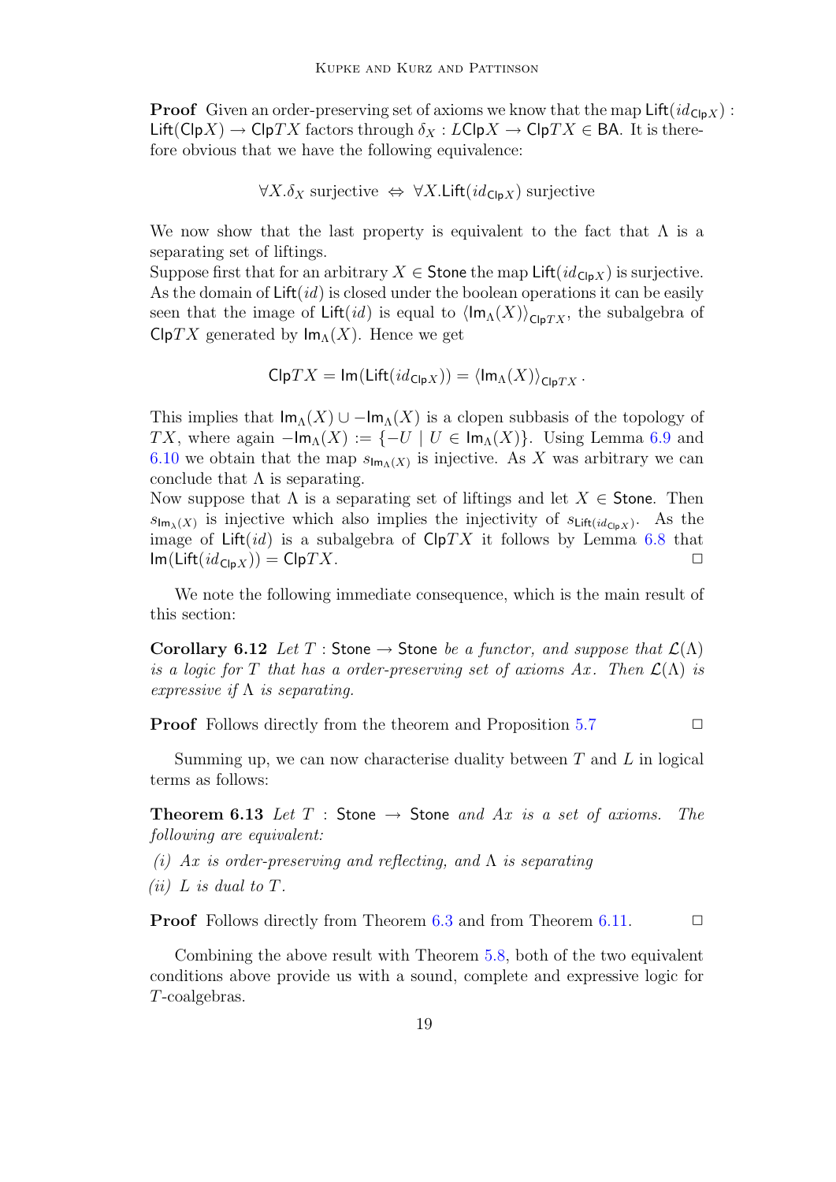**Proof** Given an order-preserving set of axioms we know that the map $\mathsf{Lift}(id_{\mathsf{Clp}X}) : \mathsf{Lift}(\mathsf{Clp}X) \to \mathsf{Clp}TX$ factors through $\delta_X : L\mathsf{Clp}X \to \mathsf{Clp}TX \in \mathsf{BA}$. It is therefore obvious that we have the following equivalence:

$$\forall X. \delta_X \text{ surjective} \;\Leftrightarrow\; \forall X. \mathsf{Lift}(id_{\mathsf{Clp}X}) \text{ surjective}$$

We now show that the last property is equivalent to the fact that $\Lambda$ is a separating set of liftings.
Suppose first that for an arbitrary $X \in \mathsf{Stone}$ the map $\mathsf{Lift}(id_{\mathsf{Clp}X})$ is surjective. As the domain of $\mathsf{Lift}(id)$ is closed under the boolean operations it can be easily seen that the image of $\mathsf{Lift}(id)$ is equal to $\langle \mathsf{Im}_\Lambda(X) \rangle_{\mathsf{Clp}TX}$, the subalgebra of $\mathsf{Clp}TX$ generated by $\mathsf{Im}_\Lambda(X)$. Hence we get

$$\mathsf{Clp}TX = \mathsf{Im}(\mathsf{Lift}(id_{\mathsf{Clp}X})) = \langle \mathsf{Im}_\Lambda(X) \rangle_{\mathsf{Clp}TX}.$$

This implies that $\mathsf{Im}_\Lambda(X) \cup -\mathsf{Im}_\Lambda(X)$ is a clopen subbasis of the topology of $TX$, where again $-\mathsf{Im}_\Lambda(X) := \{-U \mid U \in \mathsf{Im}_\Lambda(X)\}$. Using Lemma 6.9 and 6.10 we obtain that the map $s_{\mathsf{Im}_\Lambda(X)}$ is injective. As $X$ was arbitrary we can conclude that $\Lambda$ is separating.
Now suppose that $\Lambda$ is a separating set of liftings and let $X \in \mathsf{Stone}$. Then $s_{\mathsf{Im}_\lambda(X)}$ is injective which also implies the injectivity of $s_{\mathsf{Lift}(id_{\mathsf{Clp}X})}$. As the image of $\mathsf{Lift}(id)$ is a subalgebra of $\mathsf{Clp}TX$ it follows by Lemma 6.8 that $\mathsf{Im}(\mathsf{Lift}(id_{\mathsf{Clp}X})) = \mathsf{Clp}TX$. □

We note the following immediate consequence, which is the main result of this section:

**Corollary 6.12** *Let $T : \mathsf{Stone} \to \mathsf{Stone}$ be a functor, and suppose that $\mathcal{L}(\Lambda)$ is a logic for $T$ that has a order-preserving set of axioms $Ax$. Then $\mathcal{L}(\Lambda)$ is expressive if $\Lambda$ is separating.*

**Proof** Follows directly from the theorem and Proposition 5.7 □

Summing up, we can now characterise duality between $T$ and $L$ in logical terms as follows:

**Theorem 6.13** *Let $T : \mathsf{Stone} \to \mathsf{Stone}$ and $Ax$ is a set of axioms. The following are equivalent:*

*(i) $Ax$ is order-preserving and reflecting, and $\Lambda$ is separating*

*(ii) $L$ is dual to $T$.*

**Proof** Follows directly from Theorem 6.3 and from Theorem 6.11. □

Combining the above result with Theorem 5.8, both of the two equivalent conditions above provide us with a sound, complete and expressive logic for $T$-coalgebras.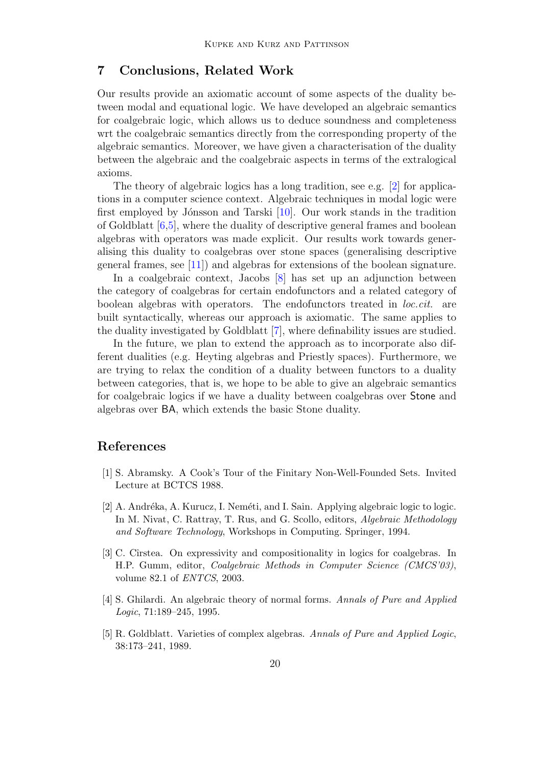## 7 Conclusions, Related Work

Our results provide an axiomatic account of some aspects of the duality between modal and equational logic. We have developed an algebraic semantics for coalgebraic logic, which allows us to deduce soundness and completeness wrt the coalgebraic semantics directly from the corresponding property of the algebraic semantics. Moreover, we have given a characterisation of the duality between the algebraic and the coalgebraic aspects in terms of the extralogical axioms.

The theory of algebraic logics has a long tradition, see e.g. [2] for applications in a computer science context. Algebraic techniques in modal logic were first employed by Jónsson and Tarski [10]. Our work stands in the tradition of Goldblatt [6,5], where the duality of descriptive general frames and boolean algebras with operators was made explicit. Our results work towards generalising this duality to coalgebras over stone spaces (generalising descriptive general frames, see [11]) and algebras for extensions of the boolean signature.

In a coalgebraic context, Jacobs [8] has set up an adjunction between the category of coalgebras for certain endofunctors and a related category of boolean algebras with operators. The endofunctors treated in *loc.cit.* are built syntactically, whereas our approach is axiomatic. The same applies to the duality investigated by Goldblatt [7], where definability issues are studied.

In the future, we plan to extend the approach as to incorporate also different dualities (e.g. Heyting algebras and Priestly spaces). Furthermore, we are trying to relax the condition of a duality between functors to a duality between categories, that is, we hope to be able to give an algebraic semantics for coalgebraic logics if we have a duality between coalgebras over Stone and algebras over BA, which extends the basic Stone duality.

## References

[1] S. Abramsky. A Cook's Tour of the Finitary Non-Well-Founded Sets. Invited Lecture at BCTCS 1988.

[2] A. Andréka, A. Kurucz, I. Neméti, and I. Sain. Applying algebraic logic to logic. In M. Nivat, C. Rattray, T. Rus, and G. Scollo, editors, *Algebraic Methodology and Software Technology*, Workshops in Computing. Springer, 1994.

[3] C. Cîrstea. On expressivity and compositionality in logics for coalgebras. In H.P. Gumm, editor, *Coalgebraic Methods in Computer Science (CMCS'03)*, volume 82.1 of *ENTCS*, 2003.

[4] S. Ghilardi. An algebraic theory of normal forms. *Annals of Pure and Applied Logic*, 71:189–245, 1995.

[5] R. Goldblatt. Varieties of complex algebras. *Annals of Pure and Applied Logic*, 38:173–241, 1989.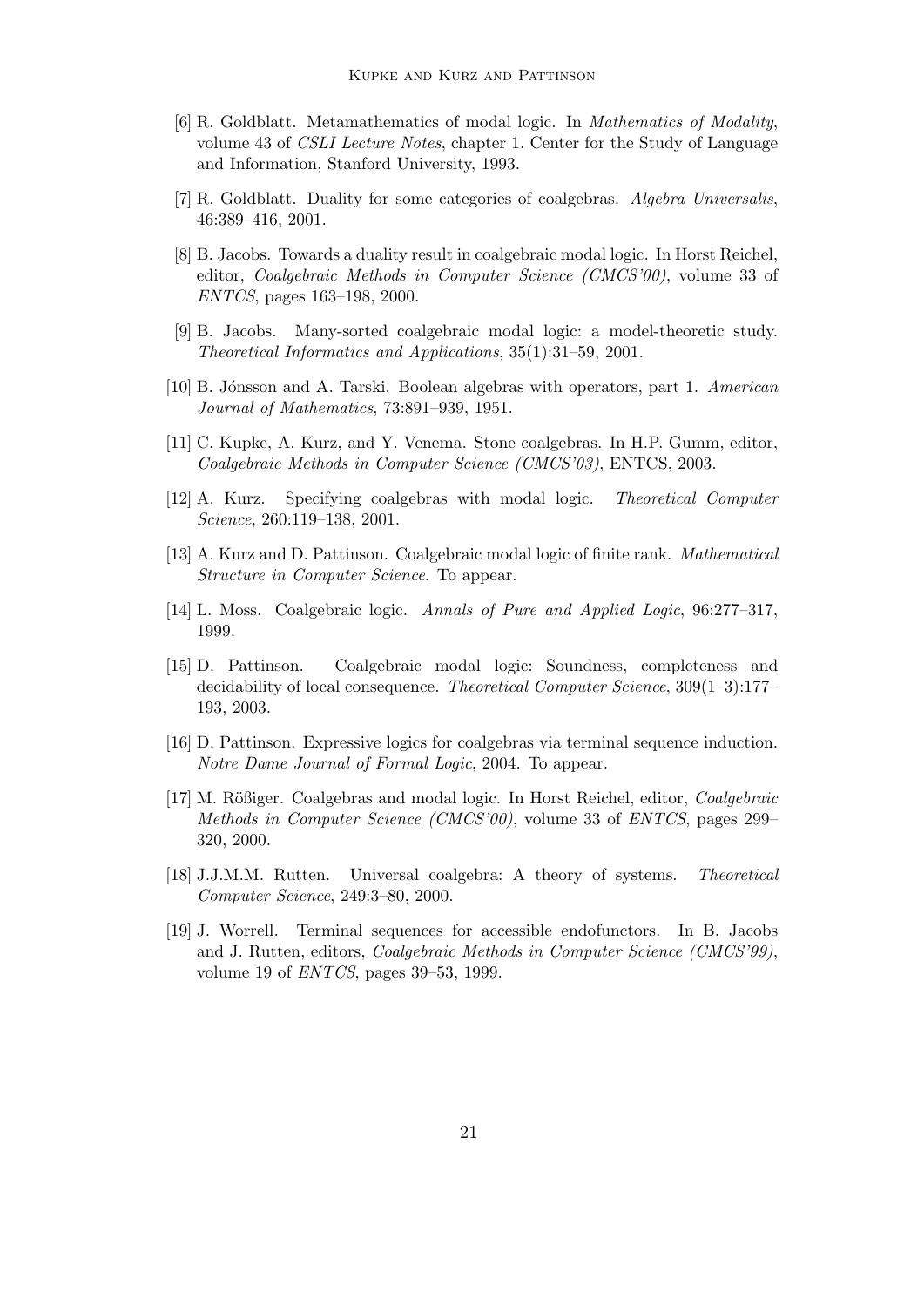[6] R. Goldblatt. Metamathematics of modal logic. In *Mathematics of Modality*, volume 43 of *CSLI Lecture Notes*, chapter 1. Center for the Study of Language and Information, Stanford University, 1993.

[7] R. Goldblatt. Duality for some categories of coalgebras. *Algebra Universalis*, 46:389–416, 2001.

[8] B. Jacobs. Towards a duality result in coalgebraic modal logic. In Horst Reichel, editor, *Coalgebraic Methods in Computer Science (CMCS'00)*, volume 33 of *ENTCS*, pages 163–198, 2000.

[9] B. Jacobs. Many-sorted coalgebraic modal logic: a model-theoretic study. *Theoretical Informatics and Applications*, 35(1):31–59, 2001.

[10] B. Jónsson and A. Tarski. Boolean algebras with operators, part 1. *American Journal of Mathematics*, 73:891–939, 1951.

[11] C. Kupke, A. Kurz, and Y. Venema. Stone coalgebras. In H.P. Gumm, editor, *Coalgebraic Methods in Computer Science (CMCS'03)*, ENTCS, 2003.

[12] A. Kurz. Specifying coalgebras with modal logic. *Theoretical Computer Science*, 260:119–138, 2001.

[13] A. Kurz and D. Pattinson. Coalgebraic modal logic of finite rank. *Mathematical Structure in Computer Science*. To appear.

[14] L. Moss. Coalgebraic logic. *Annals of Pure and Applied Logic*, 96:277–317, 1999.

[15] D. Pattinson. Coalgebraic modal logic: Soundness, completeness and decidability of local consequence. *Theoretical Computer Science*, 309(1–3):177–193, 2003.

[16] D. Pattinson. Expressive logics for coalgebras via terminal sequence induction. *Notre Dame Journal of Formal Logic*, 2004. To appear.

[17] M. Rößiger. Coalgebras and modal logic. In Horst Reichel, editor, *Coalgebraic Methods in Computer Science (CMCS'00)*, volume 33 of *ENTCS*, pages 299–320, 2000.

[18] J.J.M.M. Rutten. Universal coalgebra: A theory of systems. *Theoretical Computer Science*, 249:3–80, 2000.

[19] J. Worrell. Terminal sequences for accessible endofunctors. In B. Jacobs and J. Rutten, editors, *Coalgebraic Methods in Computer Science (CMCS'99)*, volume 19 of *ENTCS*, pages 39–53, 1999.